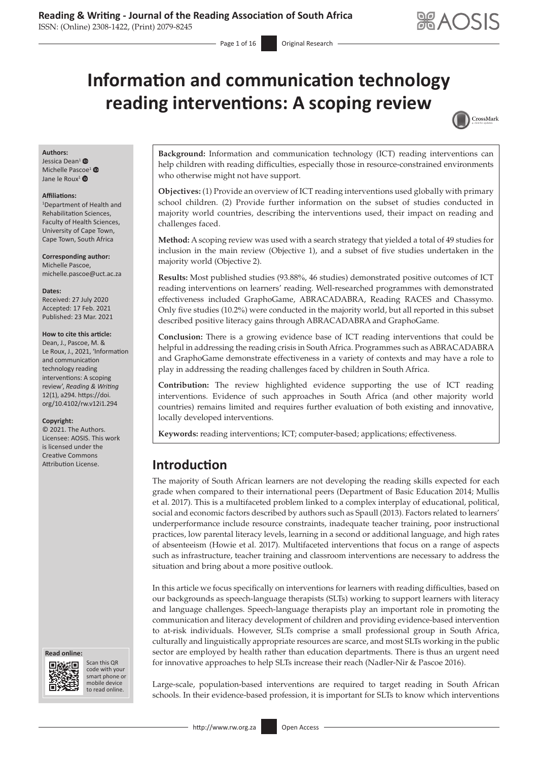# Information and communication technology reading interventions: A scoping review

**Authors:**
Jessica Dean[1]
Michelle Pascoe[1]
Jane le Roux[1]

**Affiliations:**
[1]Department of Health and Rehabilitation Sciences, Faculty of Health Sciences, University of Cape Town, Cape Town, South Africa

**Corresponding author:**
Michelle Pascoe,
michelle.pascoe@uct.ac.za

**Dates:**
Received: 27 July 2020
Accepted: 17 Feb. 2021
Published: 23 Mar. 2021

**How to cite this article:**
Dean, J., Pascoe, M. & Le Roux, J., 2021, 'Information and communication technology reading interventions: A scoping review', *Reading & Writing* 12(1), a294. https://doi.org/10.4102/rw.v12i1.294

**Copyright:**
© 2021. The Authors. Licensee: AOSIS. This work is licensed under the Creative Commons Attribution License.

**Read online:**
Scan this QR code with your smart phone or mobile device to read online.

**Background:** Information and communication technology (ICT) reading interventions can help children with reading difficulties, especially those in resource-constrained environments who otherwise might not have support.

**Objectives:** (1) Provide an overview of ICT reading interventions used globally with primary school children. (2) Provide further information on the subset of studies conducted in majority world countries, describing the interventions used, their impact on reading and challenges faced.

**Method:** A scoping review was used with a search strategy that yielded a total of 49 studies for inclusion in the main review (Objective 1), and a subset of five studies undertaken in the majority world (Objective 2).

**Results:** Most published studies (93.88%, 46 studies) demonstrated positive outcomes of ICT reading interventions on learners' reading. Well-researched programmes with demonstrated effectiveness included GraphoGame, ABRACADABRA, Reading RACES and Chassymo. Only five studies (10.2%) were conducted in the majority world, but all reported in this subset described positive literacy gains through ABRACADABRA and GraphoGame.

**Conclusion:** There is a growing evidence base of ICT reading interventions that could be helpful in addressing the reading crisis in South Africa. Programmes such as ABRACADABRA and GraphoGame demonstrate effectiveness in a variety of contexts and may have a role to play in addressing the reading challenges faced by children in South Africa.

**Contribution:** The review highlighted evidence supporting the use of ICT reading interventions. Evidence of such approaches in South Africa (and other majority world countries) remains limited and requires further evaluation of both existing and innovative, locally developed interventions.

**Keywords:** reading interventions; ICT; computer-based; applications; effectiveness.

## Introduction

The majority of South African learners are not developing the reading skills expected for each grade when compared to their international peers (Department of Basic Education 2014; Mullis et al. 2017). This is a multifaceted problem linked to a complex interplay of educational, political, social and economic factors described by authors such as Spaull (2013). Factors related to learners' underperformance include resource constraints, inadequate teacher training, poor instructional practices, low parental literacy levels, learning in a second or additional language, and high rates of absenteeism (Howie et al. 2017). Multifaceted interventions that focus on a range of aspects such as infrastructure, teacher training and classroom interventions are necessary to address the situation and bring about a more positive outlook.

In this article we focus specifically on interventions for learners with reading difficulties, based on our backgrounds as speech-language therapists (SLTs) working to support learners with literacy and language challenges. Speech-language therapists play an important role in promoting the communication and literacy development of children and providing evidence-based intervention to at-risk individuals. However, SLTs comprise a small professional group in South Africa, culturally and linguistically appropriate resources are scarce, and most SLTs working in the public sector are employed by health rather than education departments. There is thus an urgent need for innovative approaches to help SLTs increase their reach (Nadler-Nir & Pascoe 2016).

Large-scale, population-based interventions are required to target reading in South African schools. In their evidence-based profession, it is important for SLTs to know which interventions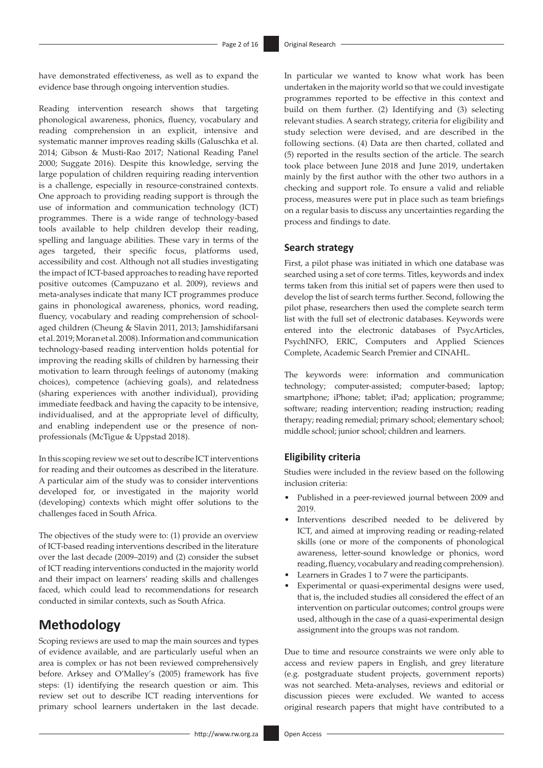have demonstrated effectiveness, as well as to expand the evidence base through ongoing intervention studies.

Reading intervention research shows that targeting phonological awareness, phonics, fluency, vocabulary and reading comprehension in an explicit, intensive and systematic manner improves reading skills (Galuschka et al. 2014; Gibson & Musti-Rao 2017; National Reading Panel 2000; Suggate 2016). Despite this knowledge, serving the large population of children requiring reading intervention is a challenge, especially in resource-constrained contexts. One approach to providing reading support is through the use of information and communication technology (ICT) programmes. There is a wide range of technology-based tools available to help children develop their reading, spelling and language abilities. These vary in terms of the ages targeted, their specific focus, platforms used, accessibility and cost. Although not all studies investigating the impact of ICT-based approaches to reading have reported positive outcomes (Campuzano et al. 2009), reviews and meta-analyses indicate that many ICT programmes produce gains in phonological awareness, phonics, word reading, fluency, vocabulary and reading comprehension of school-aged children (Cheung & Slavin 2011, 2013; Jamshidifarsani et al. 2019; Moran et al. 2008). Information and communication technology-based reading intervention holds potential for improving the reading skills of children by harnessing their motivation to learn through feelings of autonomy (making choices), competence (achieving goals), and relatedness (sharing experiences with another individual), providing immediate feedback and having the capacity to be intensive, individualised, and at the appropriate level of difficulty, and enabling independent use or the presence of non-professionals (McTigue & Uppstad 2018).

In this scoping review we set out to describe ICT interventions for reading and their outcomes as described in the literature. A particular aim of the study was to consider interventions developed for, or investigated in the majority world (developing) contexts which might offer solutions to the challenges faced in South Africa.

The objectives of the study were to: (1) provide an overview of ICT-based reading interventions described in the literature over the last decade (2009–2019) and (2) consider the subset of ICT reading interventions conducted in the majority world and their impact on learners' reading skills and challenges faced, which could lead to recommendations for research conducted in similar contexts, such as South Africa.

## Methodology

Scoping reviews are used to map the main sources and types of evidence available, and are particularly useful when an area is complex or has not been reviewed comprehensively before. Arksey and O'Malley's (2005) framework has five steps: (1) identifying the research question or aim. This review set out to describe ICT reading interventions for primary school learners undertaken in the last decade. In particular we wanted to know what work has been undertaken in the majority world so that we could investigate programmes reported to be effective in this context and build on them further. (2) Identifying and (3) selecting relevant studies. A search strategy, criteria for eligibility and study selection were devised, and are described in the following sections. (4) Data are then charted, collated and (5) reported in the results section of the article. The search took place between June 2018 and June 2019, undertaken mainly by the first author with the other two authors in a checking and support role. To ensure a valid and reliable process, measures were put in place such as team briefings on a regular basis to discuss any uncertainties regarding the process and findings to date.

### Search strategy

First, a pilot phase was initiated in which one database was searched using a set of core terms. Titles, keywords and index terms taken from this initial set of papers were then used to develop the list of search terms further. Second, following the pilot phase, researchers then used the complete search term list with the full set of electronic databases. Keywords were entered into the electronic databases of PsycArticles, PsychINFO, ERIC, Computers and Applied Sciences Complete, Academic Search Premier and CINAHL.

The keywords were: information and communication technology; computer-assisted; computer-based; laptop; smartphone; iPhone; tablet; iPad; application; programme; software; reading intervention; reading instruction; reading therapy; reading remedial; primary school; elementary school; middle school; junior school; children and learners.

### Eligibility criteria

Studies were included in the review based on the following inclusion criteria:

- Published in a peer-reviewed journal between 2009 and 2019.
- Interventions described needed to be delivered by ICT, and aimed at improving reading or reading-related skills (one or more of the components of phonological awareness, letter-sound knowledge or phonics, word reading, fluency, vocabulary and reading comprehension).
- Learners in Grades 1 to 7 were the participants.
- Experimental or quasi-experimental designs were used, that is, the included studies all considered the effect of an intervention on particular outcomes; control groups were used, although in the case of a quasi-experimental design assignment into the groups was not random.

Due to time and resource constraints we were only able to access and review papers in English, and grey literature (e.g. postgraduate student projects, government reports) was not searched. Meta-analyses, reviews and editorial or discussion pieces were excluded. We wanted to access original research papers that might have contributed to a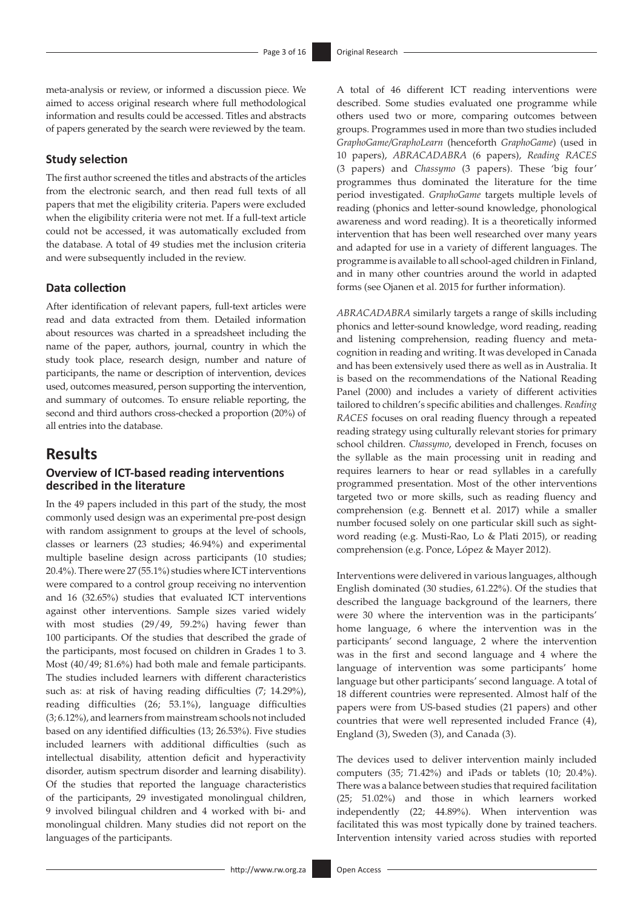meta-analysis or review, or informed a discussion piece. We aimed to access original research where full methodological information and results could be accessed. Titles and abstracts of papers generated by the search were reviewed by the team.

### Study selection

The first author screened the titles and abstracts of the articles from the electronic search, and then read full texts of all papers that met the eligibility criteria. Papers were excluded when the eligibility criteria were not met. If a full-text article could not be accessed, it was automatically excluded from the database. A total of 49 studies met the inclusion criteria and were subsequently included in the review.

### Data collection

After identification of relevant papers, full-text articles were read and data extracted from them. Detailed information about resources was charted in a spreadsheet including the name of the paper, authors, journal, country in which the study took place, research design, number and nature of participants, the name or description of intervention, devices used, outcomes measured, person supporting the intervention, and summary of outcomes. To ensure reliable reporting, the second and third authors cross-checked a proportion (20%) of all entries into the database.

## Results

### Overview of ICT-based reading interventions described in the literature

In the 49 papers included in this part of the study, the most commonly used design was an experimental pre-post design with random assignment to groups at the level of schools, classes or learners (23 studies; 46.94%) and experimental multiple baseline design across participants (10 studies; 20.4%). There were 27 (55.1%) studies where ICT interventions were compared to a control group receiving no intervention and 16 (32.65%) studies that evaluated ICT interventions against other interventions. Sample sizes varied widely with most studies (29/49, 59.2%) having fewer than 100 participants. Of the studies that described the grade of the participants, most focused on children in Grades 1 to 3. Most (40/49; 81.6%) had both male and female participants. The studies included learners with different characteristics such as: at risk of having reading difficulties (7; 14.29%), reading difficulties (26; 53.1%), language difficulties (3; 6.12%), and learners from mainstream schools not included based on any identified difficulties (13; 26.53%). Five studies included learners with additional difficulties (such as intellectual disability, attention deficit and hyperactivity disorder, autism spectrum disorder and learning disability). Of the studies that reported the language characteristics of the participants, 29 investigated monolingual children, 9 involved bilingual children and 4 worked with bi- and monolingual children. Many studies did not report on the languages of the participants.

A total of 46 different ICT reading interventions were described. Some studies evaluated one programme while others used two or more, comparing outcomes between groups. Programmes used in more than two studies included *GraphoGame/GraphoLearn* (henceforth *GraphoGame*) (used in 10 papers), *ABRACADABRA* (6 papers), *Reading RACES* (3 papers) and *Chassymo* (3 papers). These 'big four' programmes thus dominated the literature for the time period investigated. *GraphoGame* targets multiple levels of reading (phonics and letter-sound knowledge, phonological awareness and word reading). It is a theoretically informed intervention that has been well researched over many years and adapted for use in a variety of different languages. The programme is available to all school-aged children in Finland, and in many other countries around the world in adapted forms (see Ojanen et al. 2015 for further information).

*ABRACADABRA* similarly targets a range of skills including phonics and letter-sound knowledge, word reading, reading and listening comprehension, reading fluency and meta-cognition in reading and writing. It was developed in Canada and has been extensively used there as well as in Australia. It is based on the recommendations of the National Reading Panel (2000) and includes a variety of different activities tailored to children's specific abilities and challenges. *Reading RACES* focuses on oral reading fluency through a repeated reading strategy using culturally relevant stories for primary school children. *Chassymo*, developed in French, focuses on the syllable as the main processing unit in reading and requires learners to hear or read syllables in a carefully programmed presentation. Most of the other interventions targeted two or more skills, such as reading fluency and comprehension (e.g. Bennett et al. 2017) while a smaller number focused solely on one particular skill such as sight-word reading (e.g. Musti-Rao, Lo & Plati 2015), or reading comprehension (e.g. Ponce, López & Mayer 2012).

Interventions were delivered in various languages, although English dominated (30 studies, 61.22%). Of the studies that described the language background of the learners, there were 30 where the intervention was in the participants' home language, 6 where the intervention was in the participants' second language, 2 where the intervention was in the first and second language and 4 where the language of intervention was some participants' home language but other participants' second language. A total of 18 different countries were represented. Almost half of the papers were from US-based studies (21 papers) and other countries that were well represented included France (4), England (3), Sweden (3), and Canada (3).

The devices used to deliver intervention mainly included computers (35; 71.42%) and iPads or tablets (10; 20.4%). There was a balance between studies that required facilitation (25; 51.02%) and those in which learners worked independently (22; 44.89%). When intervention was facilitated this was most typically done by trained teachers. Intervention intensity varied across studies with reported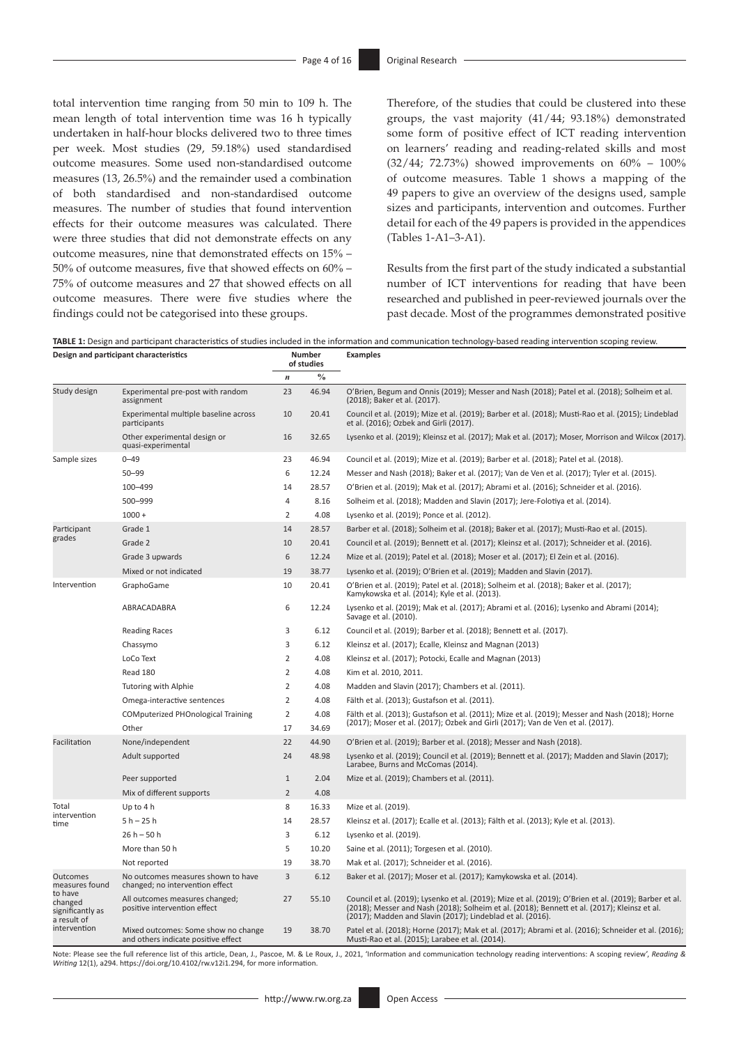total intervention time ranging from 50 min to 109 h. The mean length of total intervention time was 16 h typically undertaken in half-hour blocks delivered two to three times per week. Most studies (29, 59.18%) used standardised outcome measures. Some used non-standardised outcome measures (13, 26.5%) and the remainder used a combination of both standardised and non-standardised outcome measures. The number of studies that found intervention effects for their outcome measures was calculated. There were three studies that did not demonstrate effects on any outcome measures, nine that demonstrated effects on 15% – 50% of outcome measures, five that showed effects on 60% – 75% of outcome measures and 27 that showed effects on all outcome measures. There were five studies where the findings could not be categorised into these groups.

Therefore, of the studies that could be clustered into these groups, the vast majority (41/44; 93.18%) demonstrated some form of positive effect of ICT reading intervention on learners' reading and reading-related skills and most (32/44; 72.73%) showed improvements on 60% – 100% of outcome measures. Table 1 shows a mapping of the 49 papers to give an overview of the designs used, sample sizes and participants, intervention and outcomes. Further detail for each of the 49 papers is provided in the appendices (Tables 1-A1–3-A1).

Results from the first part of the study indicated a substantial number of ICT interventions for reading that have been researched and published in peer-reviewed journals over the past decade. Most of the programmes demonstrated positive

**TABLE 1:** Design and participant characteristics of studies included in the information and communication technology-based reading intervention scoping review.

| Design and participant characteristics | | Number of studies | | Examples |
|---|---|---|---|---|
| | | *n* | % | |
| Study design | Experimental pre-post with random assignment | 23 | 46.94 | O'Brien, Begum and Onnis (2019); Messer and Nash (2018); Patel et al. (2018); Solheim et al. (2018); Baker et al. (2017). |
| | Experimental multiple baseline across participants | 10 | 20.41 | Council et al. (2019); Mize et al. (2019); Barber et al. (2018); Musti-Rao et al. (2015); Lindeblad et al. (2016); Ozbek and Girli (2017). |
| | Other experimental design or quasi-experimental | 16 | 32.65 | Lysenko et al. (2019); Kleinsz et al. (2017); Mak et al. (2017); Moser, Morrison and Wilcox (2017). |
| Sample sizes | 0–49 | 23 | 46.94 | Council et al. (2019); Mize et al. (2019); Barber et al. (2018); Patel et al. (2018). |
| | 50–99 | 6 | 12.24 | Messer and Nash (2018); Baker et al. (2017); Van de Ven et al. (2017); Tyler et al. (2015). |
| | 100–499 | 14 | 28.57 | O'Brien et al. (2019); Mak et al. (2017); Abrami et al. (2016); Schneider et al. (2016). |
| | 500–999 | 4 | 8.16 | Solheim et al. (2018); Madden and Slavin (2017); Jere-Folotiya et al. (2014). |
| | 1000 + | 2 | 4.08 | Lysenko et al. (2019); Ponce et al. (2012). |
| Participant grades | Grade 1 | 14 | 28.57 | Barber et al. (2018); Solheim et al. (2018); Baker et al. (2017); Musti-Rao et al. (2015). |
| | Grade 2 | 10 | 20.41 | Council et al. (2019); Bennett et al. (2017); Kleinsz et al. (2017); Schneider et al. (2016). |
| | Grade 3 upwards | 6 | 12.24 | Mize et al. (2019); Patel et al. (2018); Moser et al. (2017); El Zein et al. (2016). |
| | Mixed or not indicated | 19 | 38.77 | Lysenko et al. (2019); O'Brien et al. (2019); Madden and Slavin (2017). |
| Intervention | GraphoGame | 10 | 20.41 | O'Brien et al. (2019); Patel et al. (2018); Solheim et al. (2018); Baker et al. (2017); Kamykowska et al. (2014); Kyle et al. (2013). |
| | ABRACADABRA | 6 | 12.24 | Lysenko et al. (2019); Mak et al. (2017); Abrami et al. (2016); Lysenko and Abrami (2014); Savage et al. (2010). |
| | Reading Races | 3 | 6.12 | Council et al. (2019); Barber et al. (2018); Bennett et al. (2017). |
| | Chassymo | 3 | 6.12 | Kleinsz et al. (2017); Ecalle, Kleinsz and Magnan (2013) |
| | LoCo Text | 2 | 4.08 | Kleinsz et al. (2017); Potocki, Ecalle and Magnan (2013) |
| | Read 180 | 2 | 4.08 | Kim et al. 2010, 2011. |
| | Tutoring with Alphie | 2 | 4.08 | Madden and Slavin (2017); Chambers et al. (2011). |
| | Omega-interactive sentences | 2 | 4.08 | Fälth et al. (2013); Gustafson et al. (2011). |
| | COMputerized PHOnological Training | 2 | 4.08 | Fälth et al. (2013); Gustafson et al. (2011); Mize et al. (2019); Messer and Nash (2018); Horne (2017); Moser et al. (2017); Ozbek and Girli (2017); Van de Ven et al. (2017). |
| | Other | 17 | 34.69 | |
| Facilitation | None/independent | 22 | 44.90 | O'Brien et al. (2019); Barber et al. (2018); Messer and Nash (2018). |
| | Adult supported | 24 | 48.98 | Lysenko et al. (2019); Council et al. (2019); Bennett et al. (2017); Madden and Slavin (2017); Larabee, Burns and McComas (2014). |
| | Peer supported | 1 | 2.04 | Mize et al. (2019); Chambers et al. (2011). |
| | Mix of different supports | 2 | 4.08 | |
| Total intervention time | Up to 4 h | 8 | 16.33 | Mize et al. (2019). |
| | 5 h – 25 h | 14 | 28.57 | Kleinsz et al. (2017); Ecalle et al. (2013); Fälth et al. (2013); Kyle et al. (2013). |
| | 26 h – 50 h | 3 | 6.12 | Lysenko et al. (2019). |
| | More than 50 h | 5 | 10.20 | Saine et al. (2011); Torgesen et al. (2010). |
| | Not reported | 19 | 38.70 | Mak et al. (2017); Schneider et al. (2016). |
| Outcomes measures found to have changed significantly as a result of intervention | No outcomes measures shown to have changed; no intervention effect | 3 | 6.12 | Baker et al. (2017); Moser et al. (2017); Kamykowska et al. (2014). |
| | All outcomes measures changed; positive intervention effect | 27 | 55.10 | Council et al. (2019); Lysenko et al. (2019); Mize et al. (2019); O'Brien et al. (2019); Barber et al. (2018); Messer and Nash (2018); Solheim et al. (2018); Bennett et al. (2017); Kleinsz et al. (2017); Madden and Slavin (2017); Lindeblad et al. (2016). |
| | Mixed outcomes: Some show no change and others indicate positive effect | 19 | 38.70 | Patel et al. (2018); Horne (2017); Mak et al. (2017); Abrami et al. (2016); Schneider et al. (2016); Musti-Rao et al. (2015); Larabee et al. (2014). |

Note: Please see the full reference list of this article, Dean, J., Pascoe, M. & Le Roux, J., 2021, 'Information and communication technology reading interventions: A scoping review', *Reading & Writing* 12(1), a294. https://doi.org/10.4102/rw.v12i1.294, for more information.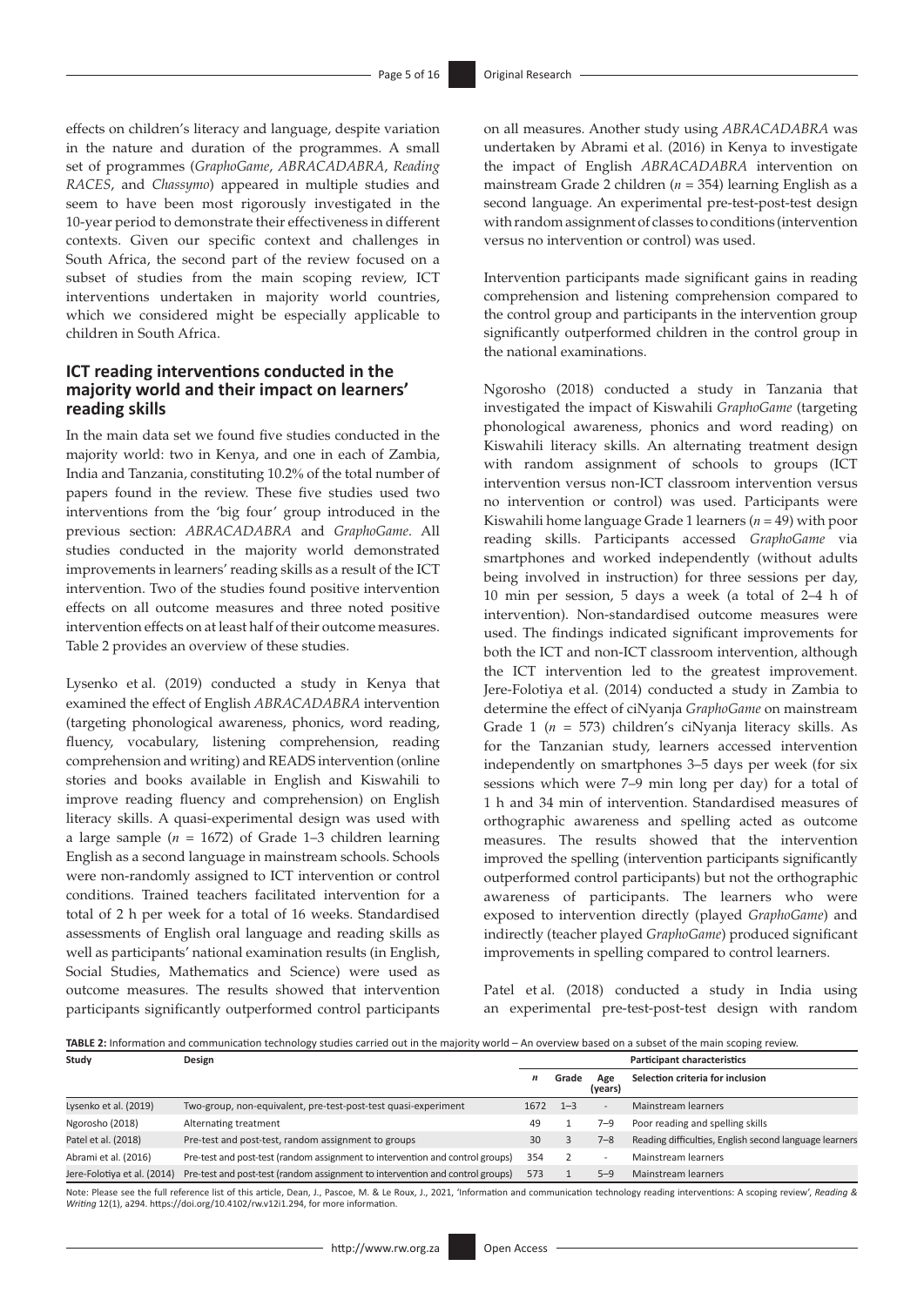effects on children's literacy and language, despite variation in the nature and duration of the programmes. A small set of programmes (*GraphoGame*, *ABRACADABRA*, *Reading RACES*, and *Chassymo*) appeared in multiple studies and seem to have been most rigorously investigated in the 10-year period to demonstrate their effectiveness in different contexts. Given our specific context and challenges in South Africa, the second part of the review focused on a subset of studies from the main scoping review, ICT interventions undertaken in majority world countries, which we considered might be especially applicable to children in South Africa.

## ICT reading interventions conducted in the majority world and their impact on learners' reading skills

In the main data set we found five studies conducted in the majority world: two in Kenya, and one in each of Zambia, India and Tanzania, constituting 10.2% of the total number of papers found in the review. These five studies used two interventions from the 'big four' group introduced in the previous section: *ABRACADABRA* and *GraphoGame*. All studies conducted in the majority world demonstrated improvements in learners' reading skills as a result of the ICT intervention. Two of the studies found positive intervention effects on all outcome measures and three noted positive intervention effects on at least half of their outcome measures. Table 2 provides an overview of these studies.

Lysenko et al. (2019) conducted a study in Kenya that examined the effect of English *ABRACADABRA* intervention (targeting phonological awareness, phonics, word reading, fluency, vocabulary, listening comprehension, reading comprehension and writing) and READS intervention (online stories and books available in English and Kiswahili to improve reading fluency and comprehension) on English literacy skills. A quasi-experimental design was used with a large sample ($n$ = 1672) of Grade 1–3 children learning English as a second language in mainstream schools. Schools were non-randomly assigned to ICT intervention or control conditions. Trained teachers facilitated intervention for a total of 2 h per week for a total of 16 weeks. Standardised assessments of English oral language and reading skills as well as participants' national examination results (in English, Social Studies, Mathematics and Science) were used as outcome measures. The results showed that intervention participants significantly outperformed control participants on all measures. Another study using *ABRACADABRA* was undertaken by Abrami et al. (2016) in Kenya to investigate the impact of English *ABRACADABRA* intervention on mainstream Grade 2 children ($n$ = 354) learning English as a second language. An experimental pre-test-post-test design with random assignment of classes to conditions (intervention versus no intervention or control) was used.

Intervention participants made significant gains in reading comprehension and listening comprehension compared to the control group and participants in the intervention group significantly outperformed children in the control group in the national examinations.

Ngorosho (2018) conducted a study in Tanzania that investigated the impact of Kiswahili *GraphoGame* (targeting phonological awareness, phonics and word reading) on Kiswahili literacy skills. An alternating treatment design with random assignment of schools to groups (ICT intervention versus non-ICT classroom intervention versus no intervention or control) was used. Participants were Kiswahili home language Grade 1 learners ($n$ = 49) with poor reading skills. Participants accessed *GraphoGame* via smartphones and worked independently (without adults being involved in instruction) for three sessions per day, 10 min per session, 5 days a week (a total of 2–4 h of intervention). Non-standardised outcome measures were used. The findings indicated significant improvements for both the ICT and non-ICT classroom intervention, although the ICT intervention led to the greatest improvement. Jere-Folotiya et al. (2014) conducted a study in Zambia to determine the effect of ciNyanja *GraphoGame* on mainstream Grade 1 ($n$ = 573) children's ciNyanja literacy skills. As for the Tanzanian study, learners accessed intervention independently on smartphones 3–5 days per week (for six sessions which were 7–9 min long per day) for a total of 1 h and 34 min of intervention. Standardised measures of orthographic awareness and spelling acted as outcome measures. The results showed that the intervention improved the spelling (intervention participants significantly outperformed control participants) but not the orthographic awareness of participants. The learners who were exposed to intervention directly (played *GraphoGame*) and indirectly (teacher played *GraphoGame*) produced significant improvements in spelling compared to control learners.

Patel et al. (2018) conducted a study in India using an experimental pre-test-post-test design with random

**TABLE 2:** Information and communication technology studies carried out in the majority world – An overview based on a subset of the main scoping review.

| Study | Design | Participant characteristics | | | |
|---|---|---|---|---|---|
| | | $n$ | Grade | Age (years) | Selection criteria for inclusion |
| Lysenko et al. (2019) | Two-group, non-equivalent, pre-test-post-test quasi-experiment | 1672 | 1–3 | - | Mainstream learners |
| Ngorosho (2018) | Alternating treatment | 49 | 1 | 7–9 | Poor reading and spelling skills |
| Patel et al. (2018) | Pre-test and post-test, random assignment to groups | 30 | 3 | 7–8 | Reading difficulties, English second language learners |
| Abrami et al. (2016) | Pre-test and post-test (random assignment to intervention and control groups) | 354 | 2 | - | Mainstream learners |
| Jere-Folotiya et al. (2014) | Pre-test and post-test (random assignment to intervention and control groups) | 573 | 1 | 5–9 | Mainstream learners |

Note: Please see the full reference list of this article, Dean, J., Pascoe, M. & Le Roux, J., 2021, 'Information and communication technology reading interventions: A scoping review', *Reading & Writing* 12(1), a294. https://doi.org/10.4102/rw.v12i1.294, for more information.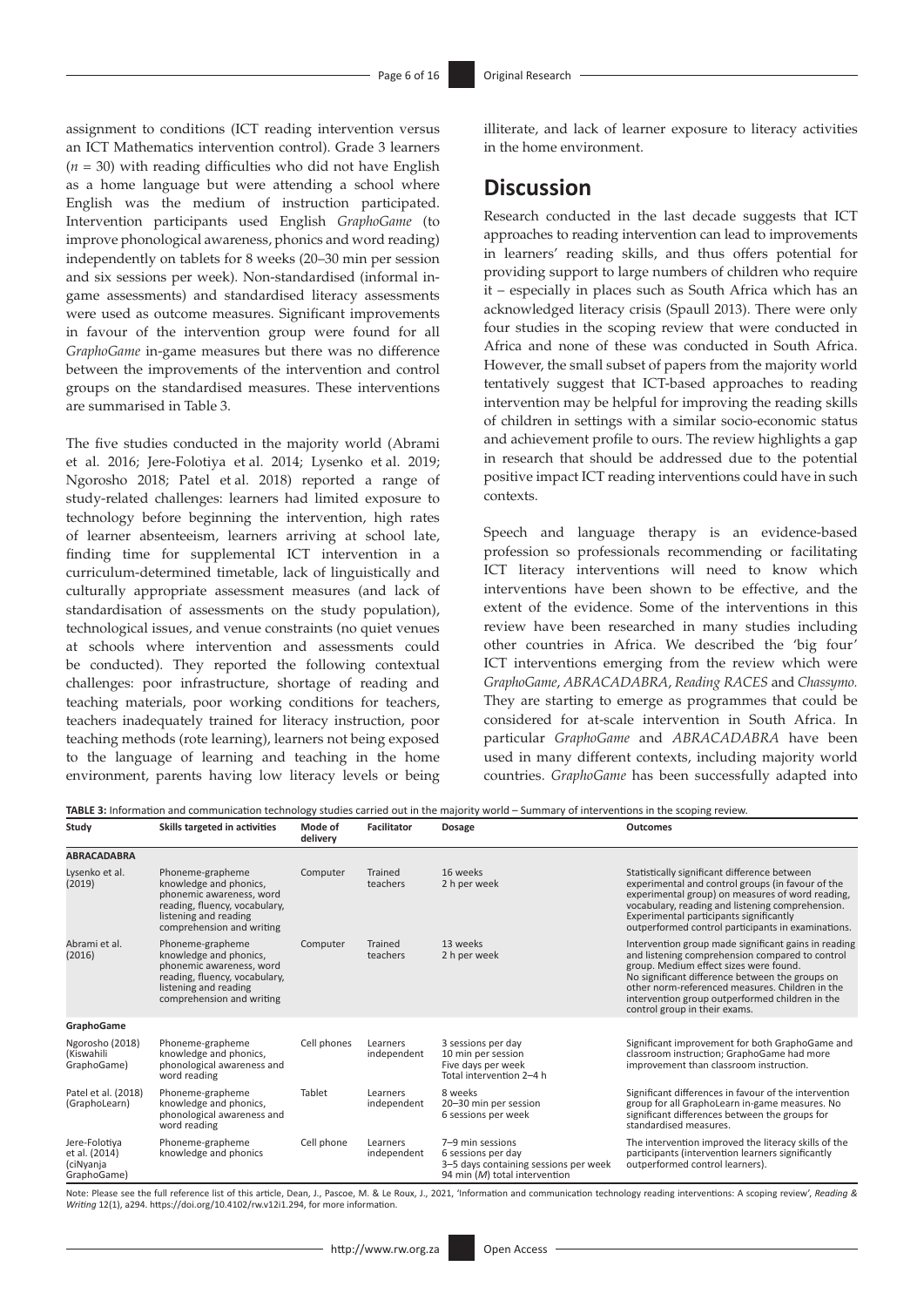assignment to conditions (ICT reading intervention versus an ICT Mathematics intervention control). Grade 3 learners ($n = 30$) with reading difficulties who did not have English as a home language but were attending a school where English was the medium of instruction participated. Intervention participants used English *GraphoGame* (to improve phonological awareness, phonics and word reading) independently on tablets for 8 weeks (20–30 min per session and six sessions per week). Non-standardised (informal in-game assessments) and standardised literacy assessments were used as outcome measures. Significant improvements in favour of the intervention group were found for all *GraphoGame* in-game measures but there was no difference between the improvements of the intervention and control groups on the standardised measures. These interventions are summarised in Table 3.

The five studies conducted in the majority world (Abrami et al. 2016; Jere-Folotiya et al. 2014; Lysenko et al. 2019; Ngorosho 2018; Patel et al. 2018) reported a range of study-related challenges: learners had limited exposure to technology before beginning the intervention, high rates of learner absenteeism, learners arriving at school late, finding time for supplemental ICT intervention in a curriculum-determined timetable, lack of linguistically and culturally appropriate assessment measures (and lack of standardisation of assessments on the study population), technological issues, and venue constraints (no quiet venues at schools where intervention and assessments could be conducted). They reported the following contextual challenges: poor infrastructure, shortage of reading and teaching materials, poor working conditions for teachers, teachers inadequately trained for literacy instruction, poor teaching methods (rote learning), learners not being exposed to the language of learning and teaching in the home environment, parents having low literacy levels or being illiterate, and lack of learner exposure to literacy activities in the home environment.

## Discussion

Research conducted in the last decade suggests that ICT approaches to reading intervention can lead to improvements in learners' reading skills, and thus offers potential for providing support to large numbers of children who require it – especially in places such as South Africa which has an acknowledged literacy crisis (Spaull 2013). There were only four studies in the scoping review that were conducted in Africa and none of these was conducted in South Africa. However, the small subset of papers from the majority world tentatively suggest that ICT-based approaches to reading intervention may be helpful for improving the reading skills of children in settings with a similar socio-economic status and achievement profile to ours. The review highlights a gap in research that should be addressed due to the potential positive impact ICT reading interventions could have in such contexts.

Speech and language therapy is an evidence-based profession so professionals recommending or facilitating ICT literacy interventions will need to know which interventions have been shown to be effective, and the extent of the evidence. Some of the interventions in this review have been researched in many studies including other countries in Africa. We described the 'big four' ICT interventions emerging from the review which were *GraphoGame*, *ABRACADABRA*, *Reading RACES* and *Chassymo*. They are starting to emerge as programmes that could be considered for at-scale intervention in South Africa. In particular *GraphoGame* and *ABRACADABRA* have been used in many different contexts, including majority world countries. *GraphoGame* has been successfully adapted into

**TABLE 3:** Information and communication technology studies carried out in the majority world – Summary of interventions in the scoping review.

| Study | Skills targeted in activities | Mode of delivery | Facilitator | Dosage | Outcomes |
|---|---|---|---|---|---|
| **ABRACADABRA** | | | | | |
| Lysenko et al. (2019) | Phoneme-grapheme knowledge and phonics, phonemic awareness, word reading, fluency, vocabulary, listening and reading comprehension and writing | Computer | Trained teachers | 16 weeks<br>2 h per week | Statistically significant difference between experimental and control groups (in favour of the experimental group) on measures of word reading, vocabulary, reading and listening comprehension. Experimental participants significantly outperformed control participants in examinations. |
| Abrami et al. (2016) | Phoneme-grapheme knowledge and phonics, phonemic awareness, word reading, fluency, vocabulary, listening and reading comprehension and writing | Computer | Trained teachers | 13 weeks<br>2 h per week | Intervention group made significant gains in reading and listening comprehension compared to control group. Medium effect sizes were found. No significant difference between the groups on other norm-referenced measures. Children in the intervention group outperformed children in the control group in their exams. |
| **GraphoGame** | | | | | |
| Ngorosho (2018) (Kiswahili GraphoGame) | Phoneme-grapheme knowledge and phonics, phonological awareness and word reading | Cell phones | Learners independent | 3 sessions per day<br>10 min per session<br>Five days per week<br>Total intervention 2–4 h | Significant improvement for both GraphoGame and classroom instruction; GraphoGame had more improvement than classroom instruction. |
| Patel et al. (2018) (GraphoLearn) | Phoneme-grapheme knowledge and phonics, phonological awareness and word reading | Tablet | Learners independent | 8 weeks<br>20–30 min per session<br>6 sessions per week | Significant differences in favour of the intervention group for all GraphoLearn in-game measures. No significant differences between the groups for standardised measures. |
| Jere-Folotiya et al. (2014) (ciNyanja GraphoGame) | Phoneme-grapheme knowledge and phonics | Cell phone | Learners independent | 7–9 min sessions<br>6 sessions per day<br>3–5 days containing sessions per week<br>94 min (*M*) total intervention | The intervention improved the literacy skills of the participants (intervention learners significantly outperformed control learners). |

Note: Please see the full reference list of this article, Dean, J., Pascoe, M. & Le Roux, J., 2021, 'Information and communication technology reading interventions: A scoping review', *Reading & Writing* 12(1), a294. https://doi.org/10.4102/rw.v12i1.294, for more information.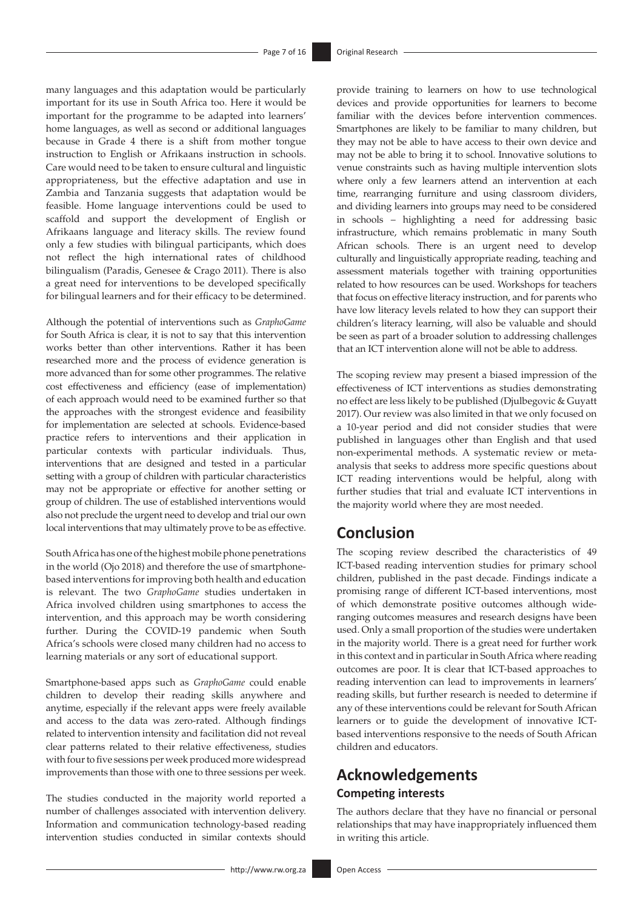many languages and this adaptation would be particularly important for its use in South Africa too. Here it would be important for the programme to be adapted into learners' home languages, as well as second or additional languages because in Grade 4 there is a shift from mother tongue instruction to English or Afrikaans instruction in schools. Care would need to be taken to ensure cultural and linguistic appropriateness, but the effective adaptation and use in Zambia and Tanzania suggests that adaptation would be feasible. Home language interventions could be used to scaffold and support the development of English or Afrikaans language and literacy skills. The review found only a few studies with bilingual participants, which does not reflect the high international rates of childhood bilingualism (Paradis, Genesee & Crago 2011). There is also a great need for interventions to be developed specifically for bilingual learners and for their efficacy to be determined.

Although the potential of interventions such as *GraphoGame* for South Africa is clear, it is not to say that this intervention works better than other interventions. Rather it has been researched more and the process of evidence generation is more advanced than for some other programmes. The relative cost effectiveness and efficiency (ease of implementation) of each approach would need to be examined further so that the approaches with the strongest evidence and feasibility for implementation are selected at schools. Evidence-based practice refers to interventions and their application in particular contexts with particular individuals. Thus, interventions that are designed and tested in a particular setting with a group of children with particular characteristics may not be appropriate or effective for another setting or group of children. The use of established interventions would also not preclude the urgent need to develop and trial our own local interventions that may ultimately prove to be as effective.

South Africa has one of the highest mobile phone penetrations in the world (Ojo 2018) and therefore the use of smartphone-based interventions for improving both health and education is relevant. The two *GraphoGame* studies undertaken in Africa involved children using smartphones to access the intervention, and this approach may be worth considering further. During the COVID-19 pandemic when South Africa's schools were closed many children had no access to learning materials or any sort of educational support.

Smartphone-based apps such as *GraphoGame* could enable children to develop their reading skills anywhere and anytime, especially if the relevant apps were freely available and access to the data was zero-rated. Although findings related to intervention intensity and facilitation did not reveal clear patterns related to their relative effectiveness, studies with four to five sessions per week produced more widespread improvements than those with one to three sessions per week.

The studies conducted in the majority world reported a number of challenges associated with intervention delivery. Information and communication technology-based reading intervention studies conducted in similar contexts should provide training to learners on how to use technological devices and provide opportunities for learners to become familiar with the devices before intervention commences. Smartphones are likely to be familiar to many children, but they may not be able to have access to their own device and may not be able to bring it to school. Innovative solutions to venue constraints such as having multiple intervention slots where only a few learners attend an intervention at each time, rearranging furniture and using classroom dividers, and dividing learners into groups may need to be considered in schools – highlighting a need for addressing basic infrastructure, which remains problematic in many South African schools. There is an urgent need to develop culturally and linguistically appropriate reading, teaching and assessment materials together with training opportunities related to how resources can be used. Workshops for teachers that focus on effective literacy instruction, and for parents who have low literacy levels related to how they can support their children's literacy learning, will also be valuable and should be seen as part of a broader solution to addressing challenges that an ICT intervention alone will not be able to address.

The scoping review may present a biased impression of the effectiveness of ICT interventions as studies demonstrating no effect are less likely to be published (Djulbegovic & Guyatt 2017). Our review was also limited in that we only focused on a 10-year period and did not consider studies that were published in languages other than English and that used non-experimental methods. A systematic review or meta-analysis that seeks to address more specific questions about ICT reading interventions would be helpful, along with further studies that trial and evaluate ICT interventions in the majority world where they are most needed.

## Conclusion

The scoping review described the characteristics of 49 ICT-based reading intervention studies for primary school children, published in the past decade. Findings indicate a promising range of different ICT-based interventions, most of which demonstrate positive outcomes although wide-ranging outcomes measures and research designs have been used. Only a small proportion of the studies were undertaken in the majority world. There is a great need for further work in this context and in particular in South Africa where reading outcomes are poor. It is clear that ICT-based approaches to reading intervention can lead to improvements in learners' reading skills, but further research is needed to determine if any of these interventions could be relevant for South African learners or to guide the development of innovative ICT-based interventions responsive to the needs of South African children and educators.

## Acknowledgements

### Competing interests

The authors declare that they have no financial or personal relationships that may have inappropriately influenced them in writing this article.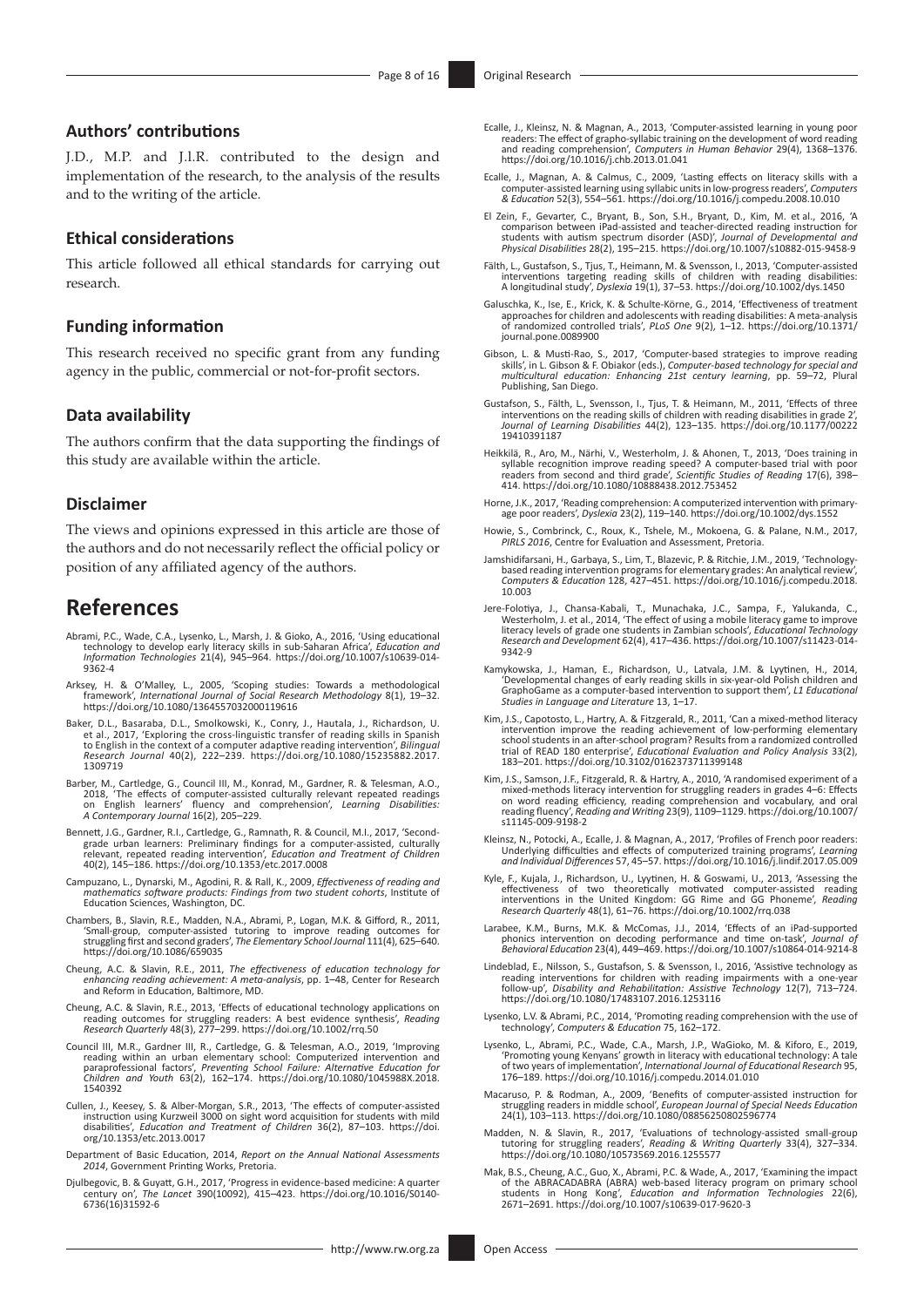### Authors' contributions

J.D., M.P. and J.l.R. contributed to the design and implementation of the research, to the analysis of the results and to the writing of the article.

### Ethical considerations

This article followed all ethical standards for carrying out research.

### Funding information

This research received no specific grant from any funding agency in the public, commercial or not-for-profit sectors.

### Data availability

The authors confirm that the data supporting the findings of this study are available within the article.

### Disclaimer

The views and opinions expressed in this article are those of the authors and do not necessarily reflect the official policy or position of any affiliated agency of the authors.

## References

Abrami, P.C., Wade, C.A., Lysenko, L., Marsh, J. & Gioko, A., 2016, 'Using educational technology to develop early literacy skills in sub-Saharan Africa', *Education and Information Technologies* 21(4), 945–964. https://doi.org/10.1007/s10639-014-9362-4

Arksey, H. & O'Malley, L., 2005, 'Scoping studies: Towards a methodological framework', *International Journal of Social Research Methodology* 8(1), 19–32. https://doi.org/10.1080/1364557032000119616

Baker, D.L., Basaraba, D.L., Smolkowski, K., Conry, J., Hautala, J., Richardson, U. et al., 2017, 'Exploring the cross-linguistic transfer of reading skills in Spanish to English in the context of a computer adaptive reading intervention', *Bilingual Research Journal* 40(2), 222–239. https://doi.org/10.1080/15235882.2017.1309719

Barber, M., Cartledge, G., Council III, M., Konrad, M., Gardner, R. & Telesman, A.O., 2018, 'The effects of computer-assisted culturally relevant repeated readings on English learners' fluency and comprehension', *Learning Disabilities: A Contemporary Journal* 16(2), 205–229.

Bennett, J.G., Gardner, R.I., Cartledge, G., Ramnath, R. & Council, M.I., 2017, 'Second-grade urban learners: Preliminary findings for a computer-assisted, culturally relevant, repeated reading intervention', *Education and Treatment of Children* 40(2), 145–186. https://doi.org/10.1353/etc.2017.0008

Campuzano, L., Dynarski, M., Agodini, R. & Rall, K., 2009, *Effectiveness of reading and mathematics software products: Findings from two student cohorts*, Institute of Education Sciences, Washington, DC.

Chambers, B., Slavin, R.E., Madden, N.A., Abrami, P., Logan, M.K. & Gifford, R., 2011, 'Small-group, computer-assisted tutoring to improve reading outcomes for struggling first and second graders', *The Elementary School Journal* 111(4), 625–640. https://doi.org/10.1086/659035

Cheung, A.C. & Slavin, R.E., 2011, *The effectiveness of education technology for enhancing reading achievement: A meta-analysis*, pp. 1–48, Center for Research and Reform in Education, Baltimore, MD.

Cheung, A.C. & Slavin, R.E., 2013, 'Effects of educational technology applications on reading outcomes for struggling readers: A best evidence synthesis', *Reading Research Quarterly* 48(3), 277–299. https://doi.org/10.1002/rrq.50

Council III, M.R., Gardner III, R., Cartledge, G. & Telesman, A.O., 2019, 'Improving reading within an urban elementary school: Computerized intervention and paraprofessional factors', *Preventing School Failure: Alternative Education for Children and Youth* 63(2), 162–174. https://doi.org/10.1080/1045988X.2018.1540392

Cullen, J., Keesey, S. & Alber-Morgan, S.R., 2013, 'The effects of computer-assisted instruction using Kurzweil 3000 on sight word acquisition for students with mild disabilities', *Education and Treatment of Children* 36(2), 87–103. https://doi.org/10.1353/etc.2013.0017

Department of Basic Education, 2014, *Report on the Annual National Assessments 2014*, Government Printing Works, Pretoria.

Djulbegovic, B. & Guyatt, G.H., 2017, 'Progress in evidence-based medicine: A quarter century on', *The Lancet* 390(10092), 415–423. https://doi.org/10.1016/S0140-6736(16)31592-6

Ecalle, J., Kleinsz, N. & Magnan, A., 2013, 'Computer-assisted learning in young poor readers: The effect of grapho-syllabic training on the development of word reading and reading comprehension', *Computers in Human Behavior* 29(4), 1368–1376. https://doi.org/10.1016/j.chb.2013.01.041

Ecalle, J., Magnan, A. & Calmus, C., 2009, 'Lasting effects on literacy skills with a computer-assisted learning using syllabic units in low-progress readers', *Computers & Education* 52(3), 554–561. https://doi.org/10.1016/j.compedu.2008.10.010

El Zein, F., Gevarter, C., Bryant, B., Son, S.H., Bryant, D., Kim, M. et al., 2016, 'A comparison between iPad-assisted and teacher-directed reading instruction for students with autism spectrum disorder (ASD)', *Journal of Developmental and Physical Disabilities* 28(2), 195–215. https://doi.org/10.1007/s10882-015-9458-9

Fälth, L., Gustafson, S., Tjus, T., Heimann, M. & Svensson, I., 2013, 'Computer-assisted interventions targeting reading skills of children with reading disabilities: A longitudinal study', *Dyslexia* 19(1), 37–53. https://doi.org/10.1002/dys.1450

Galuschka, K., Ise, E., Krick, K. & Schulte-Körne, G., 2014, 'Effectiveness of treatment approaches for children and adolescents with reading disabilities: A meta-analysis of randomized controlled trials', *PLoS One* 9(2), 1–12. https://doi.org/10.1371/journal.pone.0089900

Gibson, L. & Musti-Rao, S., 2017, 'Computer-based strategies to improve reading skills', in L. Gibson & F. Obiakor (eds.), *Computer-based technology for special and multicultural education: Enhancing 21st century learning*, pp. 59–72, Plural Publishing, San Diego.

Gustafson, S., Fälth, L., Svensson, I., Tjus, T. & Heimann, M., 2011, 'Effects of three interventions on the reading skills of children with reading disabilities in grade 2', *Journal of Learning Disabilities* 44(2), 123–135. https://doi.org/10.1177/0022219410391187

Heikkilä, R., Aro, M., Närhi, V., Westerholm, J. & Ahonen, T., 2013, 'Does training in syllable recognition improve reading speed? A computer-based trial with poor readers from second and third grade', *Scientific Studies of Reading* 17(6), 398–414. https://doi.org/10.1080/10888438.2012.753452

Horne, J.K., 2017, 'Reading comprehension: A computerized intervention with primary-age poor readers', *Dyslexia* 23(2), 119–140. https://doi.org/10.1002/dys.1552

Howie, S., Combrinck, C., Roux, K., Tshele, M., Mokoena, G. & Palane, N.M., 2017, *PIRLS 2016*, Centre for Evaluation and Assessment, Pretoria.

Jamshidifarsani, H., Garbaya, S., Lim, T., Blazevic, P. & Ritchie, J.M., 2019, 'Technology-based reading intervention programs for elementary grades: An analytical review', *Computers & Education* 128, 427–451. https://doi.org/10.1016/j.compedu.2018.10.003

Jere-Folotiya, J., Chansa-Kabali, T., Munachaka, J.C., Sampa, F., Yalukanda, C., Westerholm, J. et al., 2014, 'The effect of using a mobile literacy game to improve literacy levels of grade one students in Zambian schools', *Educational Technology Research and Development* 62(4), 417–436. https://doi.org/10.1007/s11423-014-9342-9

Kamykowska, J., Haman, E., Richardson, U., Latvala, J.M. & Lyytinen, H., 2014, 'Developmental changes of early reading skills in six-year-old Polish children and GraphoGame as a computer-based intervention to support them', *L1 Educational Studies in Language and Literature* 13, 1–17.

Kim, J.S., Capotosto, L., Hartry, A. & Fitzgerald, R., 2011, 'Can a mixed-method literacy intervention improve the reading achievement of low-performing elementary school students in an after-school program? Results from a randomized controlled trial of READ 180 enterprise', *Educational Evaluation and Policy Analysis* 33(2), 183–201. https://doi.org/10.3102/0162373711399148

Kim, J.S., Samson, J.F., Fitzgerald, R. & Hartry, A., 2010, 'A randomised experiment of a mixed-methods literacy intervention for struggling readers in grades 4–6: Effects on word reading efficiency, reading comprehension and vocabulary, and oral reading fluency', *Reading and Writing* 23(9), 1109–1129. https://doi.org/10.1007/s11145-009-9198-2

Kleinsz, N., Potocki, A., Ecalle, J. & Magnan, A., 2017, 'Profiles of French poor readers: Underlying difficulties and effects of computerized training programs', *Learning and Individual Differences* 57, 45–57. https://doi.org/10.1016/j.lindif.2017.05.009

Kyle, F., Kujala, J., Richardson, U., Lyytinen, H. & Goswami, U., 2013, 'Assessing the effectiveness of two theoretically motivated computer-assisted reading interventions in the United Kingdom: GG Rime and GG Phoneme', *Reading Research Quarterly* 48(1), 61–76. https://doi.org/10.1002/rrq.038

Larabee, K.M., Burns, M.K. & McComas, J.J., 2014, 'Effects of an iPad-supported phonics intervention on decoding performance and time on-task', *Journal of Behavioral Education* 23(4), 449–469. https://doi.org/10.1007/s10864-014-9214-8

Lindeblad, E., Nilsson, S., Gustafson, S. & Svensson, I., 2016, 'Assistive technology as reading interventions for children with reading impairments with a one-year follow-up', *Disability and Rehabilitation: Assistive Technology* 12(7), 713–724. https://doi.org/10.1080/17483107.2016.1253116

Lysenko, L.V. & Abrami, P.C., 2014, 'Promoting reading comprehension with the use of technology', *Computers & Education* 75, 162–172.

Lysenko, L., Abrami, P.C., Wade, C.A., Marsh, J.P., WaGioko, M. & Kiforo, E., 2019, 'Promoting young Kenyans' growth in literacy with educational technology: A tale of two years of implementation', *International Journal of Educational Research* 95, 176–189. https://doi.org/10.1016/j.compedu.2014.01.010

Macaruso, P. & Rodman, A., 2009, 'Benefits of computer-assisted instruction for struggling readers in middle school', *European Journal of Special Needs Education* 24(1), 103–113. https://doi.org/10.1080/08856250802596774

Madden, N. & Slavin, R., 2017, 'Evaluations of technology-assisted small-group tutoring for struggling readers', *Reading & Writing Quarterly* 33(4), 327–334. https://doi.org/10.1080/10573569.2016.1255577

Mak, B.S., Cheung, A.C., Guo, X., Abrami, P.C. & Wade, A., 2017, 'Examining the impact of the ABRACADABRA (ABRA) web-based literacy program on primary school students in Hong Kong', *Education and Information Technologies* 22(6), 2671–2691. https://doi.org/10.1007/s10639-017-9620-3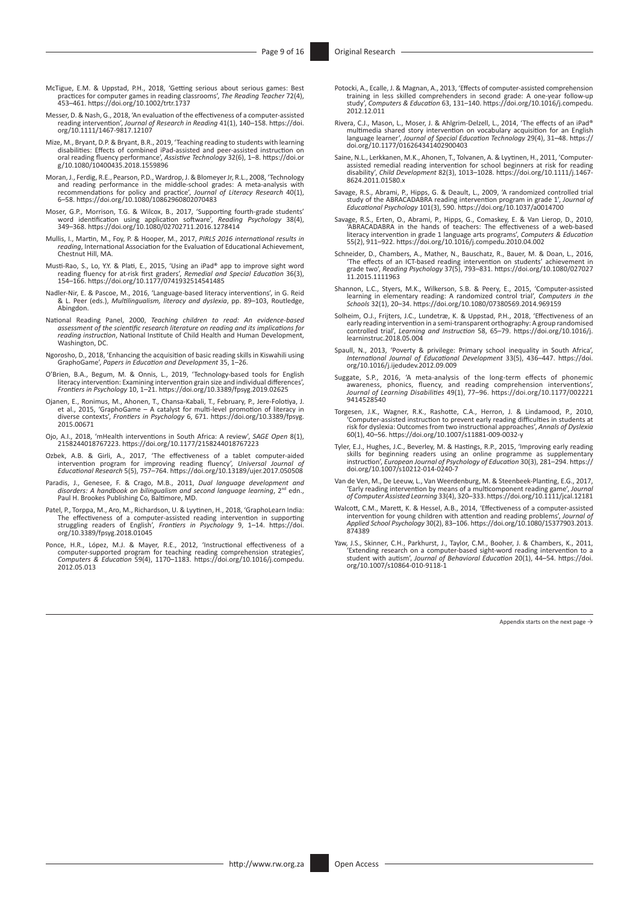McTigue, E.M. & Uppstad, P.H., 2018, 'Getting serious about serious games: Best practices for computer games in reading classrooms', *The Reading Teacher* 72(4), 453–461. https://doi.org/10.1002/trtr.1737

Messer, D. & Nash, G., 2018, 'An evaluation of the effectiveness of a computer-assisted reading intervention', *Journal of Research in Reading* 41(1), 140–158. https://doi.org/10.1111/1467-9817.12107

Mize, M., Bryant, D.P. & Bryant, B.R., 2019, 'Teaching reading to students with learning disabilities: Effects of combined iPad-assisted and peer-assisted instruction on oral reading fluency performance', *Assistive Technology* 32(6), 1–8. https://doi.org/10.1080/10400435.2018.1559896

Moran, J., Ferdig, R.E., Pearson, P.D., Wardrop, J. & Blomeyer Jr, R.L., 2008, 'Technology and reading performance in the middle-school grades: A meta-analysis with recommendations for policy and practice', *Journal of Literacy Research* 40(1), 6–58. https://doi.org/10.1080/10862960802070483

Moser, G.P., Morrison, T.G. & Wilcox, B., 2017, 'Supporting fourth-grade students' word identification using application software', *Reading Psychology* 38(4), 349–368. https://doi.org/10.1080/02702711.2016.1278414

Mullis, I., Martin, M., Foy, P. & Hooper, M., 2017, *PIRLS 2016 international results in reading*, International Association for the Evaluation of Educational Achievement, Chestnut Hill, MA.

Musti-Rao, S., Lo, Y.Y. & Plati, E., 2015, 'Using an iPad® app to improve sight word reading fluency for at-risk first graders', *Remedial and Special Education* 36(3), 154–166. https://doi.org/10.1177/0741932514541485

Nadler-Nir, E. & Pascoe, M., 2016, 'Language-based literacy interventions', in G. Reid & L. Peer (eds.), *Multilingualism, literacy and dyslexia*, pp. 89–103, Routledge, Abingdon.

National Reading Panel, 2000, *Teaching children to read: An evidence-based assessment of the scientific research literature on reading and its implications for reading instruction*, National Institute of Child Health and Human Development, Washington, DC.

Ngorosho, D., 2018, 'Enhancing the acquisition of basic reading skills in Kiswahili using GraphoGame', *Papers in Education and Development* 35, 1–26.

O'Brien, B.A., Begum, M. & Onnis, L., 2019, 'Technology-based tools for English literacy intervention: Examining intervention grain size and individual differences', *Frontiers in Psychology* 10, 1–21. https://doi.org/10.3389/fpsyg.2019.02625

Ojanen, E., Ronimus, M., Ahonen, T., Chansa-Kabali, T., February, P., Jere-Folotiya, J. et al., 2015, 'GraphoGame – A catalyst for multi-level promotion of literacy in diverse contexts', *Frontiers in Psychology* 6, 671. https://doi.org/10.3389/fpsyg.2015.00671

Ojo, A.I., 2018, 'mHealth interventions in South Africa: A review', *SAGE Open* 8(1), 2158244018767223. https://doi.org/10.1177/2158244018767223

Ozbek, A.B. & Girli, A., 2017, 'The effectiveness of a tablet computer-aided intervention program for improving reading fluency', *Universal Journal of Educational Research* 5(5), 757–764. https://doi.org/10.13189/ujer.2017.050508

Paradis, J., Genesee, F. & Crago, M.B., 2011, *Dual language development and disorders: A handbook on bilingualism and second language learning*, 2nd edn., Paul H. Brookes Publishing Co, Baltimore, MD.

Patel, P., Torppa, M., Aro, M., Richardson, U. & Lyytinen, H., 2018, 'GraphoLearn India: The effectiveness of a computer-assisted reading intervention in supporting struggling readers of English', *Frontiers in Psychology* 9, 1–14. https://doi.org/10.3389/fpsyg.2018.01045

Ponce, H.R., López, M.J. & Mayer, R.E., 2012, 'Instructional effectiveness of a computer-supported program for teaching reading comprehension strategies', *Computers & Education* 59(4), 1170–1183. https://doi.org/10.1016/j.compedu.2012.05.013

Potocki, A., Ecalle, J. & Magnan, A., 2013, 'Effects of computer-assisted comprehension training in less skilled comprehenders in second grade: A one-year follow-up study', *Computers & Education* 63, 131–140. https://doi.org/10.1016/j.compedu.2012.12.011

Rivera, C.J., Mason, L., Moser, J. & Ahlgrim-Delzell, L., 2014, 'The effects of an iPad® multimedia shared story intervention on vocabulary acquisition for an English language learner', *Journal of Special Education Technology* 29(4), 31–48. https://doi.org/10.1177/016264341402900403

Saine, N.L., Lerkkanen, M.K., Ahonen, T., Tolvanen, A. & Lyytinen, H., 2011, 'Computer-assisted remedial reading intervention for school beginners at risk for reading disability', *Child Development* 82(3), 1013–1028. https://doi.org/10.1111/j.1467-8624.2011.01580.x

Savage, R.S., Abrami, P., Hipps, G. & Deault, L., 2009, 'A randomized controlled trial study of the ABRACADABRA reading intervention program in grade 1', *Journal of Educational Psychology* 101(3), 590. https://doi.org/10.1037/a0014700

Savage, R.S., Erten, O., Abrami, P., Hipps, G., Comaskey, E. & Van Lierop, D., 2010, 'ABRACADABRA in the hands of teachers: The effectiveness of a web-based literacy intervention in grade 1 language arts programs', *Computers & Education* 55(2), 911–922. https://doi.org/10.1016/j.compedu.2010.04.002

Schneider, D., Chambers, A., Mather, N., Bauschatz, R., Bauer, M. & Doan, L., 2016, 'The effects of an ICT-based reading intervention on students' achievement in grade two', *Reading Psychology* 37(5), 793–831. https://doi.org/10.1080/02702711.2015.1111963

Shannon, L.C., Styers, M.K., Wilkerson, S.B. & Peery, E., 2015, 'Computer-assisted learning in elementary reading: A randomized control trial', *Computers in the Schools* 32(1), 20–34. https://doi.org/10.1080/07380569.2014.969159

Solheim, O.J., Frijters, J.C., Lundetræ, K. & Uppstad, P.H., 2018, 'Effectiveness of an early reading intervention in a semi-transparent orthography: A group randomised controlled trial', *Learning and Instruction* 58, 65–79. https://doi.org/10.1016/j.learninstruc.2018.05.004

Spaull, N., 2013, 'Poverty & privilege: Primary school inequality in South Africa', *International Journal of Educational Development* 33(5), 436–447. https://doi.org/10.1016/j.ijedudev.2012.09.009

Suggate, S.P., 2016, 'A meta-analysis of the long-term effects of phonemic awareness, phonics, fluency, and reading comprehension interventions', *Journal of Learning Disabilities* 49(1), 77–96. https://doi.org/10.1177/0022219414528540

Torgesen, J.K., Wagner, R.K., Rashotte, C.A., Herron, J. & Lindamood, P., 2010, 'Computer-assisted instruction to prevent early reading difficulties in students at risk for dyslexia: Outcomes from two instructional approaches', *Annals of Dyslexia* 60(1), 40–56. https://doi.org/10.1007/s11881-009-0032-y

Tyler, E.J., Hughes, J.C., Beverley, M. & Hastings, R.P., 2015, 'Improving early reading skills for beginning readers using an online programme as supplementary instruction', *European Journal of Psychology of Education* 30(3), 281–294. https://doi.org/10.1007/s10212-014-0240-7

Van de Ven, M., De Leeuw, L., Van Weerdenburg, M. & Steenbeek-Planting, E.G., 2017, 'Early reading intervention by means of a multicomponent reading game', *Journal of Computer Assisted Learning* 33(4), 320–333. https://doi.org/10.1111/jcal.12181

Walcott, C.M., Marett, K. & Hessel, A.B., 2014, 'Effectiveness of a computer-assisted intervention for young children with attention and reading problems', *Journal of Applied School Psychology* 30(2), 83–106. https://doi.org/10.1080/15377903.2013.874389

Yaw, J.S., Skinner, C.H., Parkhurst, J., Taylor, C.M., Booher, J. & Chambers, K., 2011, 'Extending research on a computer-based sight-word reading intervention to a student with autism', *Journal of Behavioral Education* 20(1), 44–54. https://doi.org/10.1007/s10864-010-9118-1

Appendix starts on the next page →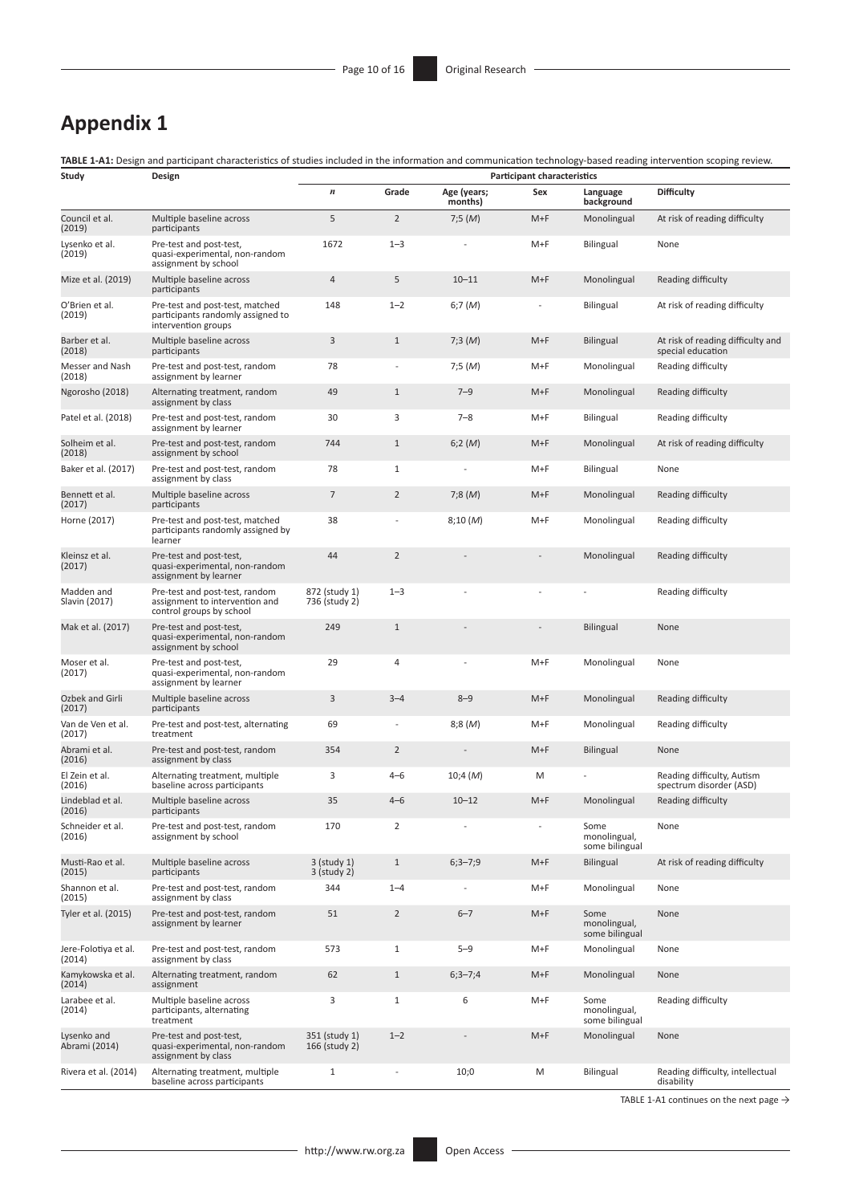# Appendix 1

**TABLE 1-A1:** Design and participant characteristics of studies included in the information and communication technology-based reading intervention scoping review.

| Study | Design | Participant characteristics | | | | | |
|---|---|---|---|---|---|---|---|
| | | *n* | Grade | Age (years; months) | Sex | Language background | Difficulty |
| Council et al. (2019) | Multiple baseline across participants | 5 | 2 | 7;5 (*M*) | M+F | Monolingual | At risk of reading difficulty |
| Lysenko et al. (2019) | Pre-test and post-test, quasi-experimental, non-random assignment by school | 1672 | 1–3 | - | M+F | Bilingual | None |
| Mize et al. (2019) | Multiple baseline across participants | 4 | 5 | 10–11 | M+F | Monolingual | Reading difficulty |
| O'Brien et al. (2019) | Pre-test and post-test, matched participants randomly assigned to intervention groups | 148 | 1–2 | 6;7 (*M*) | - | Bilingual | At risk of reading difficulty |
| Barber et al. (2018) | Multiple baseline across participants | 3 | 1 | 7;3 (*M*) | M+F | Bilingual | At risk of reading difficulty and special education |
| Messer and Nash (2018) | Pre-test and post-test, random assignment by learner | 78 | - | 7;5 (*M*) | M+F | Monolingual | Reading difficulty |
| Ngorosho (2018) | Alternating treatment, random assignment by class | 49 | 1 | 7–9 | M+F | Monolingual | Reading difficulty |
| Patel et al. (2018) | Pre-test and post-test, random assignment by learner | 30 | 3 | 7–8 | M+F | Bilingual | Reading difficulty |
| Solheim et al. (2018) | Pre-test and post-test, random assignment by school | 744 | 1 | 6;2 (*M*) | M+F | Monolingual | At risk of reading difficulty |
| Baker et al. (2017) | Pre-test and post-test, random assignment by class | 78 | 1 | - | M+F | Bilingual | None |
| Bennett et al. (2017) | Multiple baseline across participants | 7 | 2 | 7;8 (*M*) | M+F | Monolingual | Reading difficulty |
| Horne (2017) | Pre-test and post-test, matched participants randomly assigned by learner | 38 | - | 8;10 (*M*) | M+F | Monolingual | Reading difficulty |
| Kleinsz et al. (2017) | Pre-test and post-test, quasi-experimental, non-random assignment by learner | 44 | 2 | - | - | Monolingual | Reading difficulty |
| Madden and Slavin (2017) | Pre-test and post-test, random assignment to intervention and control groups by school | 872 (study 1) 736 (study 2) | 1–3 | - | - | - | Reading difficulty |
| Mak et al. (2017) | Pre-test and post-test, quasi-experimental, non-random assignment by school | 249 | 1 | - | - | Bilingual | None |
| Moser et al. (2017) | Pre-test and post-test, quasi-experimental, non-random assignment by learner | 29 | 4 | - | M+F | Monolingual | None |
| Ozbek and Girli (2017) | Multiple baseline across participants | 3 | 3–4 | 8–9 | M+F | Monolingual | Reading difficulty |
| Van de Ven et al. (2017) | Pre-test and post-test, alternating treatment | 69 | - | 8;8 (*M*) | M+F | Monolingual | Reading difficulty |
| Abrami et al. (2016) | Pre-test and post-test, random assignment by class | 354 | 2 | - | M+F | Bilingual | None |
| El Zein et al. (2016) | Alternating treatment, multiple baseline across participants | 3 | 4–6 | 10;4 (*M*) | M | - | Reading difficulty, Autism spectrum disorder (ASD) |
| Lindeblad et al. (2016) | Multiple baseline across participants | 35 | 4–6 | 10–12 | M+F | Monolingual | Reading difficulty |
| Schneider et al. (2016) | Pre-test and post-test, random assignment by school | 170 | 2 | - | - | Some monolingual, some bilingual | None |
| Musti-Rao et al. (2015) | Multiple baseline across participants | 3 (study 1) 3 (study 2) | 1 | 6;3–7;9 | M+F | Bilingual | At risk of reading difficulty |
| Shannon et al. (2015) | Pre-test and post-test, random assignment by class | 344 | 1–4 | - | M+F | Monolingual | None |
| Tyler et al. (2015) | Pre-test and post-test, random assignment by learner | 51 | 2 | 6–7 | M+F | Some monolingual, some bilingual | None |
| Jere-Folotiya et al. (2014) | Pre-test and post-test, random assignment by class | 573 | 1 | 5–9 | M+F | Monolingual | None |
| Kamykowska et al. (2014) | Alternating treatment, random assignment | 62 | 1 | 6;3–7;4 | M+F | Monolingual | None |
| Larabee et al. (2014) | Multiple baseline across participants, alternating treatment | 3 | 1 | 6 | M+F | Some monolingual, some bilingual | Reading difficulty |
| Lysenko and Abrami (2014) | Pre-test and post-test, quasi-experimental, non-random assignment by class | 351 (study 1) 166 (study 2) | 1–2 | - | M+F | Monolingual | None |
| Rivera et al. (2014) | Alternating treatment, multiple baseline across participants | 1 | - | 10;0 | M | Bilingual | Reading difficulty, intellectual disability |

TABLE 1-A1 continues on the next page →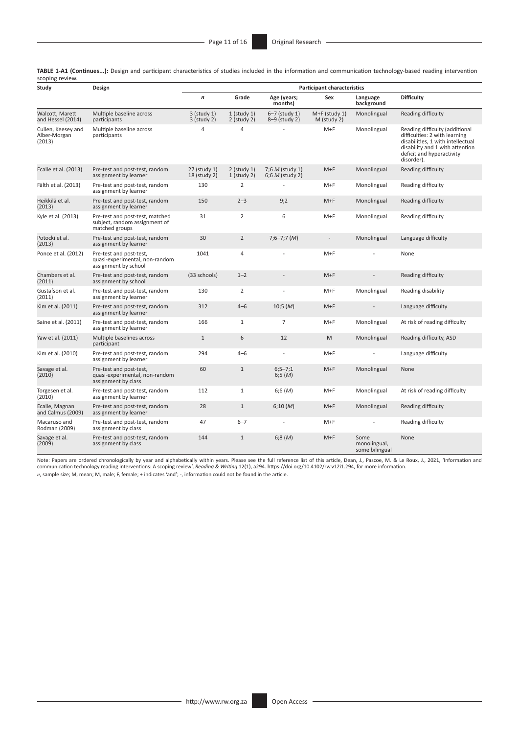**TABLE 1-A1 (Continues...):** Design and participant characteristics of studies included in the information and communication technology-based reading intervention scoping review.

| Study | Design | Participant characteristics | | | | | |
|---|---|---|---|---|---|---|---|
| | | *n* | Grade | Age (years; months) | Sex | Language background | Difficulty |
| Walcott, Marett and Hessel (2014) | Multiple baseline across participants | 3 (study 1) 3 (study 2) | 1 (study 1) 2 (study 2) | 6–7 (study 1) 8–9 (study 2) | M+F (study 1) M (study 2) | Monolingual | Reading difficulty |
| Cullen, Keesey and Alber-Morgan (2013) | Multiple baseline across participants | 4 | 4 | - | M+F | Monolingual | Reading difficulty (additional difficulties: 2 with learning disabilities, 1 with intellectual disability and 1 with attention deficit and hyperactivity disorder). |
| Ecalle et al. (2013) | Pre-test and post-test, random assignment by learner | 27 (study 1) 18 (study 2) | 2 (study 1) 1 (study 2) | 7;6 *M* (study 1) 6;6 *M* (study 2) | M+F | Monolingual | Reading difficulty |
| Fälth et al. (2013) | Pre-test and post-test, random assignment by learner | 130 | 2 | - | M+F | Monolingual | Reading difficulty |
| Heikkilä et al. (2013) | Pre-test and post-test, random assignment by learner | 150 | 2–3 | 9;2 | M+F | Monolingual | Reading difficulty |
| Kyle et al. (2013) | Pre-test and post-test, matched subject, random assignment of matched groups | 31 | 2 | 6 | M+F | Monolingual | Reading difficulty |
| Potocki et al. (2013) | Pre-test and post-test, random assignment by learner | 30 | 2 | 7;6–7;7 (*M*) | - | Monolingual | Language difficulty |
| Ponce et al. (2012) | Pre-test and post-test, quasi-experimental, non-random assignment by school | 1041 | 4 | - | M+F | - | None |
| Chambers et al. (2011) | Pre-test and post-test, random assignment by school | (33 schools) | 1–2 | - | M+F | - | Reading difficulty |
| Gustafson et al. (2011) | Pre-test and post-test, random assignment by learner | 130 | 2 | - | M+F | Monolingual | Reading disability |
| Kim et al. (2011) | Pre-test and post-test, random assignment by learner | 312 | 4–6 | 10;5 (*M*) | M+F | - | Language difficulty |
| Saine et al. (2011) | Pre-test and post-test, random assignment by learner | 166 | 1 | 7 | M+F | Monolingual | At risk of reading difficulty |
| Yaw et al. (2011) | Multiple baselines across participant | 1 | 6 | 12 | M | Monolingual | Reading difficulty, ASD |
| Kim et al. (2010) | Pre-test and post-test, random assignment by learner | 294 | 4–6 | - | M+F | - | Language difficulty |
| Savage et al. (2010) | Pre-test and post-test, quasi-experimental, non-random assignment by class | 60 | 1 | 6;5–7;1 6;5 (*M*) | M+F | Monolingual | None |
| Torgesen et al. (2010) | Pre-test and post-test, random assignment by learner | 112 | 1 | 6;6 (*M*) | M+F | Monolingual | At risk of reading difficulty |
| Ecalle, Magnan and Calmus (2009) | Pre-test and post-test, random assignment by learner | 28 | 1 | 6;10 (*M*) | M+F | Monolingual | Reading difficulty |
| Macaruso and Rodman (2009) | Pre-test and post-test, random assignment by class | 47 | 6–7 | - | M+F | - | Reading difficulty |
| Savage et al. (2009) | Pre-test and post-test, random assignment by class | 144 | 1 | 6;8 (*M*) | M+F | Some monolingual, some bilingual | None |

Note: Papers are ordered chronologically by year and alphabetically within years. Please see the full reference list of this article, Dean, J., Pascoe, M. & Le Roux, J., 2021, 'Information and communication technology reading interventions: A scoping review', *Reading & Writing* 12(1), a294. https://doi.org/10.4102/rw.v12i1.294, for more information.

*n*, sample size; M, mean; M, male; F, female; + indicates 'and'; -, information could not be found in the article.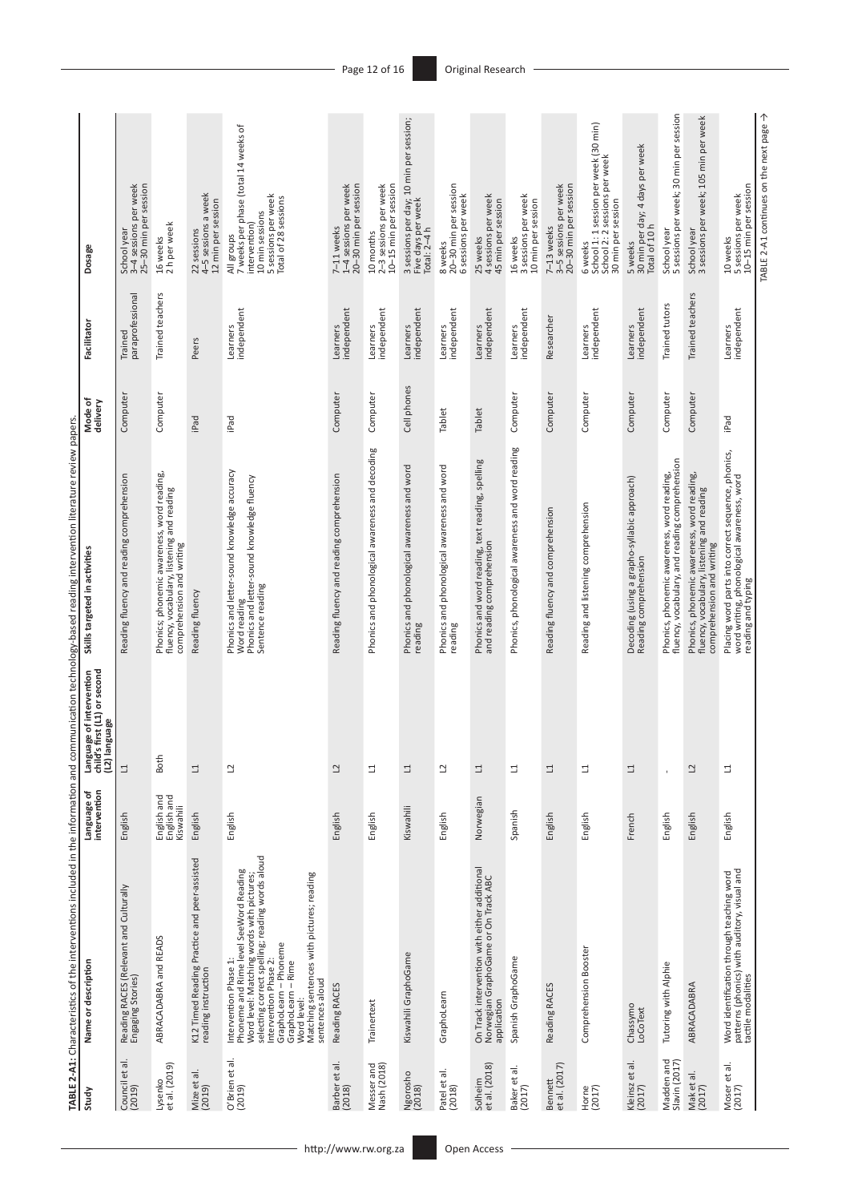**TABLE 2-A1:** Characteristics of the interventions included in the information and communication technology-based reading intervention literature review papers.

| Study | Name or description | Language of intervention | Language of intervention child's first (L1) or second (L2) language | Skills targeted in activities | Mode of delivery | Facilitator | Dosage |
|---|---|---|---|---|---|---|---|
| Council et al. (2019) | Reading RACES (Relevant and Culturally Engaging Stories) | English | L1 | Reading fluency and reading comprehension | Computer | Trained paraprofessional | School year<br>3–4 sessions per week<br>25–30 min per session |
| Lysenko et al. (2019) | ABRACADABRA and READS | English and English and Kiswahili | Both | Phonics; phonemic awareness, word reading, fluency, vocabulary, listening and reading comprehension and writing | Computer | Trained teachers | 16 weeks<br>2 h per week |
| Mize et al. (2019) | K12 Timed Reading Practice and peer-assisted reading instruction | English | L1 | Reading fluency | iPad | Peers | 22 sessions<br>4–5 sessions a week<br>12 min per session |
| O'Brien et al. (2019) | Intervention Phase 1:<br>Phoneme and Rime level SeeWord Reading<br>Word level: Matching words with pictures; selecting correct spelling; reading words aloud<br>Intervention Phase 2:<br>GraphoLearn – Phoneme<br>GraphoLearn – Rime<br>Word level:<br>Matching sentences with pictures; reading sentences aloud | English | L2 | Phonics and letter-sound knowledge accuracy<br>Word reading<br>Phonics and letter-sound knowledge fluency<br>Sentence reading | iPad | Learners independent | All groups<br>7 weeks per phase (total 14 weeks of intervention)<br>10 min sessions<br>5 sessions per week<br>Total of 28 sessions |
| Barber et al. (2018) | Reading RACES | English | L2 | Reading fluency and reading comprehension | Computer | Learners independent | 7–11 weeks<br>1–4 sessions per week<br>20–30 min per session |
| Messer and Nash (2018) | Trainertext | English | L1 | Phonics and phonological awareness and decoding | Computer | Learners independent | 10 months<br>2–3 sessions per week<br>10–15 min per session |
| Ngorosho (2018) | Kiswahili GraphoGame | Kiswahili | L1 | Phonics and phonological awareness and word reading | Cell phones | Learners independent | 3 sessions per day; 10 min per session;<br>Five days per week<br>Total: 2–4 h |
| Patel et al. (2018) | GraphoLearn | English | L2 | Phonics and phonological awareness and word reading | Tablet | Learners independent | 8 weeks<br>20–30 min per session<br>6 sessions per week |
| Solheim et al. (2018) | On Track intervention with either additional Norwegian GraphoGame or On Track ABC application | Norwegian | L1 | Phonics and word reading, text reading, spelling and reading comprehension | Tablet | Learners independent | 25 weeks<br>4 sessions per week<br>45 min per session |
| Baker et al. (2017) | Spanish GraphoGame | Spanish | L1 | Phonics, phonological awareness and word reading | Computer | Learners independent | 16 weeks<br>3 sessions per week<br>10 min per session |
| Bennett et al. (2017) | Reading RACES | English | L1 | Reading fluency and comprehension | Computer | Researcher | 7–13 weeks<br>3–5 sessions per week<br>20–30 min per session |
| Horne (2017) | Comprehension Booster | English | L1 | Reading and listening comprehension | Computer | Learners independent | 6 weeks<br>School 1: 1 session per week (30 min)<br>School 2: 2 sessions per week<br>30 min per session |
| Kleinsz et al. (2017) | Chassymo<br>LoCoText | French | L1 | Decoding (using a grapho-syllabic approach)<br>Reading comprehension | Computer | Learners independent | 5 weeks<br>30 min per day; 4 days per week<br>Total of 10 h |
| Madden and Slavin (2017) | Tutoring with Alphie | English | - | Phonics, phonemic awareness, word reading, fluency, vocabulary, and reading comprehension | Computer | Trained tutors | School year<br>5 sessions per week; 30 min per session |
| Mak et al. (2017) | ABRACADABRA | English | L2 | Phonics, phonemic awareness, word reading, fluency, vocabulary, listening and reading comprehension and writing | Computer | Trained teachers | School year<br>3 sessions per week; 105 min per week |
| Moser et al. (2017) | Word identification through teaching word patterns (phonics) with auditory, visual and tactile modalities | English | L1 | Placing word parts into correct sequence, phonics, word writing, phonological awareness, word reading and typing | iPad | Learners independent | 10 weeks<br>5 sessions per week<br>10–15 min per session |

TABLE 2-A1 continues on the next page →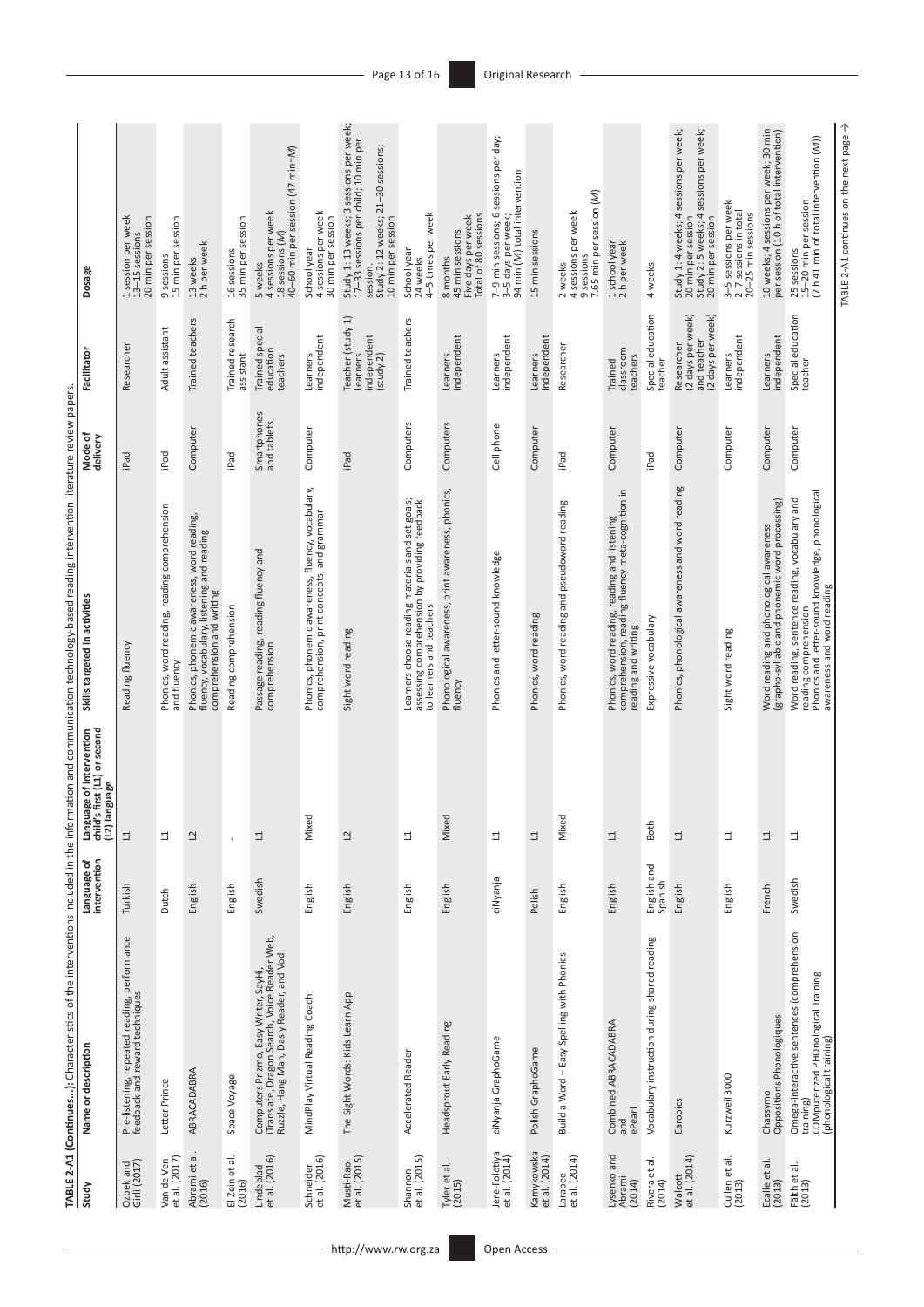**TABLE 2-A1 (Continues...):** Characteristics of the interventions included in the information and communication technology-based reading intervention literature review papers.

| Study | Name or description | Language of intervention | Language of intervention child's first (L1) or second (L2) language | Skills targeted in activities | Mode of delivery | Facilitator | Dosage |
|---|---|---|---|---|---|---|---|
| Ozbek and Girli (2017) | Pre-listening, repeated reading, performance feedback and reward techniques | Turkish | L1 | Reading fluency | iPad | Researcher | 1 session per week 13–15 sessions 20 min per session |
| Van de Ven et al. (2017) | Letter Prince | Dutch | L1 | Phonics, word reading, reading comprehension and fluency | iPod | Adult assistant | 9 sessions 15 min per session |
| Abrami et al. (2016) | ABRACADABRA | English | L2 | Phonics, phonemic awareness, word reading, fluency, vocabulary, listening and reading comprehension and writing | Computer | Trained teachers | 13 weeks 2 h per week |
| El Zein et al. (2016) | Space Voyage | English | - | Reading comprehension | iPad | Trained research assistant | 16 sessions 35 min per session |
| Lindeblad et al. (2016) | Computers Prizmo, Easy Writer, SayHi, iTranslate, Dragon Search, Voice Reader Web, Ruzzle, Hang Man, Daisy Reader, and Vod | Swedish | L1 | Passage reading, reading fluency and comprehension | Smartphones and tablets | Trained special education teachers | 5 weeks 4 sessions per week 18 sessions (*M*) 40–60 min per session (47 min=*M*) |
| Schneider et al. (2016) | MindPlay Virtual Reading Coach | English | Mixed | Phonics, phonemic awareness, fluency, vocabulary, comprehension, print concepts, and grammar | Computer | Learners independent | School year 4 sessions per week 30 min per session |
| Musti-Rao et al. (2015) | The Sight Words: Kids Learn App | English | L2 | Sight word reading | iPad | Teacher (study 1) Learners independent (study 2) | Study 1: 13 weeks; 3 sessions per week; 17–33 sessions per child; 10 min per session. Study 2: 12 weeks; 21–30 sessions; 10 min per session |
| Shannon et al. (2015) | Accelerated Reader | English | L1 | Learners choose reading materials and set goals; assessing comprehension by providing feedback to learners and teachers | Computers | Trained teachers | School year 24 weeks 4–5 times per week |
| Tyler et al. (2015) | Headsprout Early Reading | English | Mixed | Phonological awareness, print awareness, phonics, fluency | Computers | Learners independent | 8 months 45 min sessions Five days per week Total of 80 sessions |
| Jere-Folotiya et al. (2014) | ciNyanja GraphoGame | ciNyanja | L1 | Phonics and letter-sound knowledge | Cell phone | Learners independent | 7–9 min sessions; 6 sessions per day; 3–5 days per week; 94 min (*M*) total intervention |
| Kamykowska et al. (2014) | Polish GraphoGame | Polish | L1 | Phonics, word reading | Computer | Learners independent | 15 min sessions |
| Larabee et al. (2014) | Build a Word – Easy Spelling with Phonics | English | Mixed | Phonics, word reading and pseudoword reading | iPad | Researcher | 2 weeks 4 sessions per week 9 sessions 7.65 min per session (*M*) |
| Lysenko and Abrami (2014) | Combined ABRACADABRA and ePearl | English | L1 | Phonics, word reading, reading and listening comprehension, reading fluency meta-cognition in reading and writing | Computer | Trained classroom teachers | 1 school year 2 h per week |
| Rivera et al. (2014) | Vocabulary instruction during shared reading | English and Spanish | Both | Expressive vocabulary | iPad | Special education teacher | 4 weeks |
| Walcott et al. (2014) | Earobics | English | L1 | Phonics, phonological awareness and word reading | Computer | Researcher (2 days per week) and teacher (2 days per week) | Study 1: 4 weeks; 4 sessions per week; 20 min per session Study 2: 5 weeks; 4 sessions per week; 20 min per session |
| Cullen et al. (2013) | Kurzweil 3000 | English | L1 | Sight word reading | Computer | Learners independent | 3–5 sessions per week 2–7 sessions in total 20–25 min sessions |
| Ecalle et al. (2013) | Chassymo Oppositions Phonologiques | French | L1 | Word reading and phonological awareness (grapho-syllabic and phonemic word processing) | Computer | Learners independent | 10 weeks; 4 sessions per week; 30 min per session (10 h of total intervention) |
| Fälth et al. (2013) | Omega-interactive sentences (comprehension training) COMputerized PHOnological Training (phonological training) | Swedish | L1 | Word reading, sentence reading, vocabulary and reading comprehension Phonics and letter-sound knowledge, phonological awareness and word reading | Computer | Special education teacher | 25 sessions 15–20 min per session (7 h 41 min of total intervention (*M*)) |

TABLE 2-A1 continues on the next page →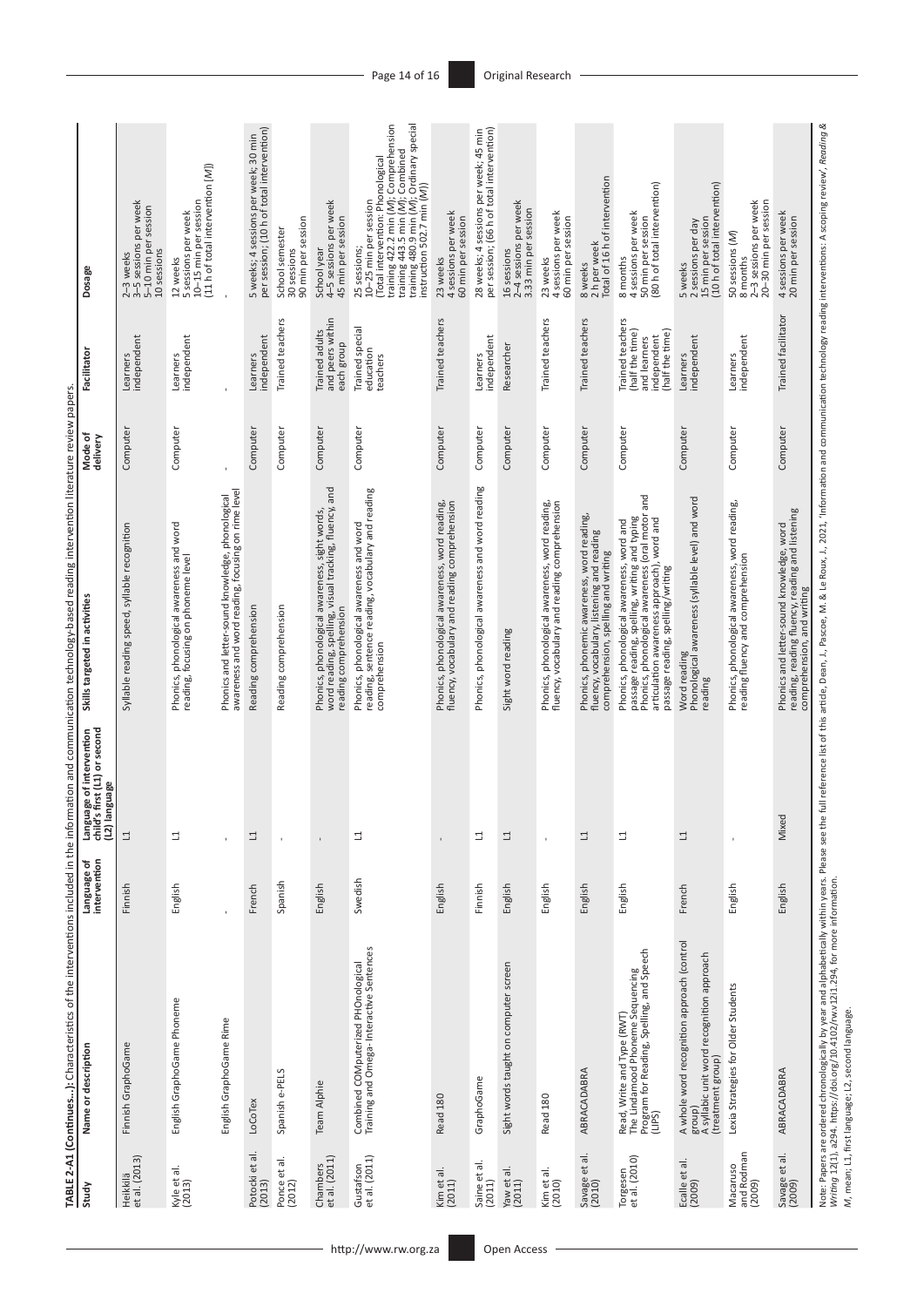**TABLE 2-A1 (Continues...):** Characteristics of the interventions included in the information and communication technology-based reading intervention literature review papers.

| Study | Name or description | Language of intervention | Language of intervention child's first (L1) or second (L2) language | Skills targeted in activities | Mode of delivery | Facilitator | Dosage |
|---|---|---|---|---|---|---|---|
| Heikkilä et al. (2013) | Finnish GraphoGame | Finnish | L1 | Syllable reading speed, syllable recognition | Computer | Learners independent | 2–3 weeks<br>3–5 sessions per week<br>5–10 min per session<br>10 sessions |
| Kyle et al. (2013) | English GraphoGame Phoneme | English | L1 | Phonics, phonological awareness and word reading, focusing on phoneme level | Computer | Learners independent | 12 weeks<br>5 sessions per week<br>10–15 min per session<br>(11 h of total intervention [M]) |
| | English GraphoGame Rime | - | - | Phonics and letter-sound knowledge, phonological awareness and word reading, focusing on rime level | - | - | - |
| Potocki et al. (2013) | LoCoTex | French | L1 | Reading comprehension | Computer | Learners independent | 5 weeks; 4 sessions per week; 30 min per session; (10 h of total intervention) |
| Ponce et al. (2012) | Spanish e-PELS | Spanish | - | Reading comprehension | Computer | Trained teachers | School semester<br>30 sessions<br>90 min per session |
| Chambers et al. (2011) | Team Alphie | English | - | Phonics, phonological awareness, sight words, word reading, spelling, visual tracking, fluency, and reading comprehension | Computer | Trained adults and peers within each group | School year<br>4–5 sessions per week<br>45 min per session |
| Gustafson et al. (2011) | Combined COMputerized PHOnological Training and Omega- Interactive Sentences | Swedish | L1 | Phonics, phonological awareness and word reading, sentence reading, vocabulary and reading comprehension | Computer | Trained special education teachers | 25 sessions;<br>10–25 min per session<br>(Total intervention: Phonological training 422.2 min (M); Comprehension training 443.5 min (M); Combined training 480.9 min (M); Ordinary special instruction 502.7 min (M)) |
| Kim et al. (2011) | Read 180 | English | - | Phonics, phonological awareness, word reading, fluency, vocabulary and reading comprehension | Computer | Trained teachers | 23 weeks<br>4 sessions per week<br>60 min per session |
| Saine et al. (2011) | GraphoGame | Finnish | L1 | Phonics, phonological awareness and word reading | Computer | Learners independent | 28 weeks; 4 sessions per week; 45 min per session; (66 h of total intervention) |
| Yaw et al. (2011) | Sight words taught on computer screen | English | L1 | Sight word reading | Computer | Researcher | 16 sessions<br>2–4 sessions per week<br>3.33 min per session |
| Kim et al. (2010) | Read 180 | English | - | Phonics, phonological awareness, word reading, fluency, vocabulary and reading comprehension | Computer | Trained teachers | 23 weeks<br>4 sessions per week<br>60 min per session |
| Savage et al. (2010) | ABRACADABRA | English | L1 | Phonics, phonemic awareness, word reading, fluency, vocabulary, listening and reading comprehension, spelling and writing | Computer | Trained teachers | 8 weeks<br>2 h per week<br>Total of 16 h of intervention |
| Torgesen et al. (2010) | Read, Write and Type (RWT)<br>The Lindamood Phoneme Sequencing Program for Reading, Spelling, and Speech (LIPS) | English | L1 | Phonics, phonological awareness, word and passage reading, spelling, writing and typing<br>Phonics, phonological awareness (oral motor and articulation awareness approach), word and passage reading, spelling/writing | Computer | Trained teachers (half the time) and learners independent (half the time) | 8 months<br>4 sessions per week<br>50 min per session<br>(80 h of total intervention) |
| Ecalle et al. (2009) | A whole word recognition approach (control group)<br>A syllabic unit word recognition approach (treatment group) | French | L1 | Word reading<br>Phonological awareness (syllable level) and word reading | Computer | Learners independent | 5 weeks<br>2 sessions per day<br>15 min per session<br>(10 h of total intervention) |
| Macaruso and Rodman (2009) | Lexia Strategies for Older Students | English | - | Phonics, phonological awareness, word reading, reading fluency and comprehension | Computer | Learners independent | 50 sessions (M)<br>8 months<br>2–3 sessions per week<br>20–30 min per session |
| Savage et al. (2009) | ABRACADABRA | English | Mixed | Phonics and letter-sound knowledge, word reading, reading fluency, reading and listening comprehension, and writing | Computer | Trained facilitator | 4 sessions per week<br>20 min per session |

Note: Papers are ordered chronologically by year and alphabetically within years. Please see the full reference list of this article, Dean, J., Pascoe, M. & Le Roux, J., 2021, 'Information and communication technology reading interventions: A scoping review', *Reading & Writing* 12(1), a294. https://doi.org/10.4102/rw.v12i1.294, for more information.

*M*, mean; L1, first language; L2, second language.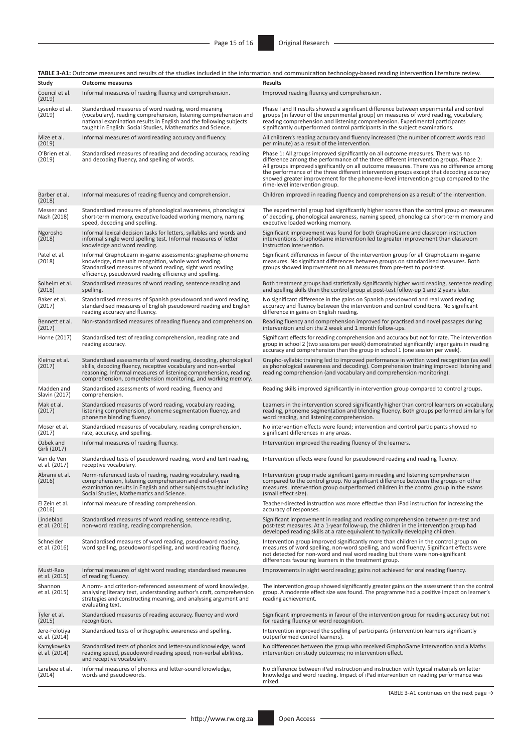**TABLE 3-A1:** Outcome measures and results of the studies included in the information and communication technology-based reading intervention literature review.

| Study | Outcome measures | Results |
|---|---|---|
| Council et al. (2019) | Informal measures of reading fluency and comprehension. | Improved reading fluency and comprehension. |
| Lysenko et al. (2019) | Standardised measures of word reading, word meaning (vocabulary), reading comprehension, listening comprehension and national examination results in English and the following subjects taught in English: Social Studies, Mathematics and Science. | Phase I and II results showed a significant difference between experimental and control groups (in favour of the experimental group) on measures of word reading, vocabulary, reading comprehension and listening comprehension. Experimental participants significantly outperformed control participants in the subject examinations. |
| Mize et al. (2019) | Informal measures of word reading accuracy and fluency. | All children's reading accuracy and fluency increased (the number of correct words read per minute) as a result of the intervention. |
| O'Brien et al. (2019) | Standardised measures of reading and decoding accuracy, reading and decoding fluency, and spelling of words. | Phase 1: All groups improved significantly on all outcome measures. There was no difference among the performance of the three different intervention groups. Phase 2: All groups improved significantly on all outcome measures. There was no difference among the performance of the three different intervention groups except that decoding accuracy showed greater improvement for the phoneme-level intervention group compared to the rime-level intervention group. |
| Barber et al. (2018) | Informal measures of reading fluency and comprehension. | Children improved in reading fluency and comprehension as a result of the intervention. |
| Messer and Nash (2018) | Standardised measures of phonological awareness, phonological short-term memory, executive loaded working memory, naming speed, decoding and spelling. | The experimental group had significantly higher scores than the control group on measures of decoding, phonological awareness, naming speed, phonological short-term memory and executive loaded working memory. |
| Ngorosho (2018) | Informal lexical decision tasks for letters, syllables and words and informal single word spelling test. Informal measures of letter knowledge and word reading. | Significant improvement was found for both GraphoGame and classroom instruction interventions. GraphoGame intervention led to greater improvement than classroom instruction intervention. |
| Patel et al. (2018) | Informal GraphoLearn in-game assessments: grapheme-phoneme knowledge, rime unit recognition, whole word reading. Standardised measures of word reading, sight word reading efficiency, pseudoword reading efficiency and spelling. | Significant differences in favour of the intervention group for all GraphoLearn in-game measures. No significant differences between groups on standardised measures. Both groups showed improvement on all measures from pre-test to post-test. |
| Solheim et al. (2018) | Standardised measures of word reading, sentence reading and spelling. | Both treatment groups had statistically significantly higher word reading, sentence reading and spelling skills than the control group at post-test follow-up 1 and 2 years later. |
| Baker et al. (2017) | Standardised measures of Spanish pseudoword and word reading, standardised measures of English pseudoword reading and English reading accuracy and fluency. | No significant difference in the gains on Spanish pseudoword and real word reading accuracy and fluency between the intervention and control conditions. No significant difference in gains on English reading. |
| Bennett et al. (2017) | Non-standardised measures of reading fluency and comprehension. | Reading fluency and comprehension improved for practised and novel passages during intervention and on the 2 week and 1 month follow-ups. |
| Horne (2017) | Standardised test of reading comprehension, reading rate and reading accuracy. | Significant effects for reading comprehension and accuracy but not for rate. The intervention group in school 2 (two sessions per week) demonstrated significantly larger gains in reading accuracy and comprehension than the group in school 1 (one session per week). |
| Kleinsz et al. (2017) | Standardised assessments of word reading, decoding, phonological skills, decoding fluency, receptive vocabulary and non-verbal reasoning. Informal measures of listening comprehension, reading comprehension, comprehension monitoring, and working memory. | Grapho-syllabic training led to improved performance in written word recognition (as well as phonological awareness and decoding). Comprehension training improved listening and reading comprehension (and vocabulary and comprehension monitoring). |
| Madden and Slavin (2017) | Standardised assessments of word reading, fluency and comprehension. | Reading skills improved significantly in intervention group compared to control groups. |
| Mak et al. (2017) | Standardised measures of word reading, vocabulary reading, listening comprehension, phoneme segmentation fluency, and phoneme blending fluency. | Learners in the intervention scored significantly higher than control learners on vocabulary, reading, phoneme segmentation and blending fluency. Both groups performed similarly for word reading, and listening comprehension. |
| Moser et al. (2017) | Standardised measures of vocabulary, reading comprehension, rate, accuracy, and spelling. | No intervention effects were found; intervention and control participants showed no significant differences in any areas. |
| Ozbek and Girli (2017) | Informal measures of reading fluency. | Intervention improved the reading fluency of the learners. |
| Van de Ven et al. (2017) | Standardised tests of pseudoword reading, word and text reading, receptive vocabulary. | Intervention effects were found for pseudoword reading and reading fluency. |
| Abrami et al. (2016) | Norm-referenced tests of reading, reading vocabulary, reading comprehension, listening comprehension and end-of-year examination results in English and other subjects taught including Social Studies, Mathematics and Science. | Intervention group made significant gains in reading and listening comprehension compared to the control group. No significant difference between the groups on other measures. Intervention group outperformed children in the control group in the exams (small effect size). |
| El Zein et al. (2016) | Informal measure of reading comprehension. | Teacher-directed instruction was more effective than iPad instruction for increasing the accuracy of responses. |
| Lindeblad et al. (2016) | Standardised measures of word reading, sentence reading, non-word reading, reading comprehension. | Significant improvement in reading and reading comprehension between pre-test and post-test measures. At a 1-year follow-up, the children in the intervention group had developed reading skills at a rate equivalent to typically developing children. |
| Schneider et al. (2016) | Standardised measures of word reading, pseudoword reading, word spelling, pseudoword spelling, and word reading fluency. | Intervention group improved significantly more than children in the control group on measures of word spelling, non-word spelling, and word fluency. Significant effects were not detected for non-word and real word reading but there were non-significant differences favouring learners in the treatment group. |
| Musti-Rao et al. (2015) | Informal measures of sight word reading; standardised measures of reading fluency. | Improvements in sight word reading; gains not achieved for oral reading fluency. |
| Shannon et al. (2015) | A norm- and criterion-referenced assessment of word knowledge, analysing literary text, understanding author's craft, comprehension strategies and constructing meaning, and analysing argument and evaluating text. | The intervention group showed significantly greater gains on the assessment than the control group. A moderate effect size was found. The programme had a positive impact on learner's reading achievement. |
| Tyler et al. (2015) | Standardised measures of reading accuracy, fluency and word recognition. | Significant improvements in favour of the intervention group for reading accuracy but not for reading fluency or word recognition. |
| Jere-Folotiya et al. (2014) | Standardised tests of orthographic awareness and spelling. | Intervention improved the spelling of participants (intervention learners significantly outperformed control learners). |
| Kamykowska et al. (2014) | Standardised tests of phonics and letter-sound knowledge, word reading speed, pseudoword reading speed, non-verbal abilities, and receptive vocabulary. | No differences between the group who received GraphoGame intervention and a Maths intervention on study outcomes; no intervention effect. |
| Larabee et al. (2014) | Informal measures of phonics and letter-sound knowledge, words and pseudowords. | No difference between iPad instruction and instruction with typical materials on letter knowledge and word reading. Impact of iPad intervention on reading performance was mixed. |

TABLE 3-A1 continues on the next page →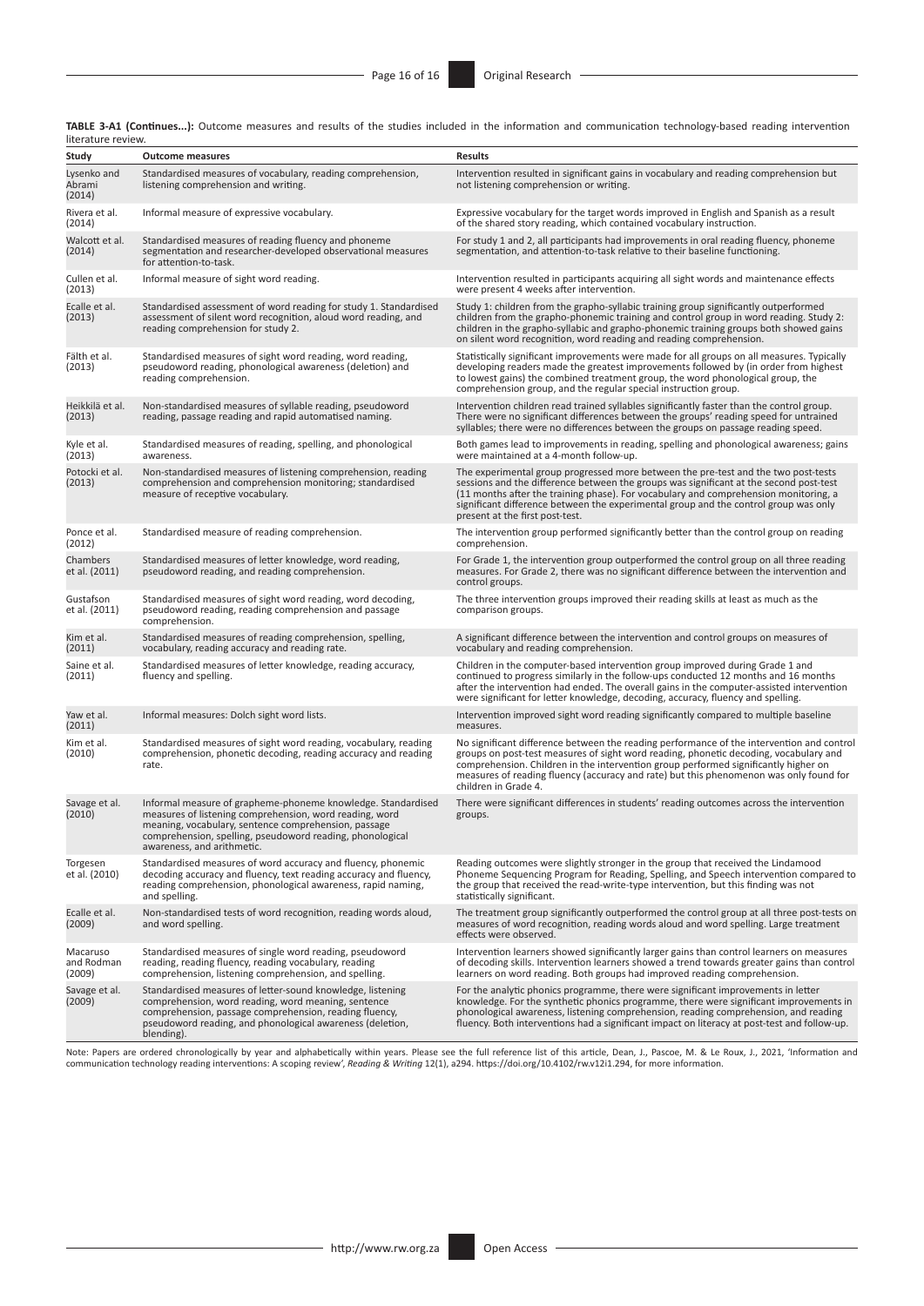**TABLE 3-A1 (Continues...):** Outcome measures and results of the studies included in the information and communication technology-based reading intervention literature review.

| Study | Outcome measures | Results |
|---|---|---|
| Lysenko and Abrami (2014) | Standardised measures of vocabulary, reading comprehension, listening comprehension and writing. | Intervention resulted in significant gains in vocabulary and reading comprehension but not listening comprehension or writing. |
| Rivera et al. (2014) | Informal measure of expressive vocabulary. | Expressive vocabulary for the target words improved in English and Spanish as a result of the shared story reading, which contained vocabulary instruction. |
| Walcott et al. (2014) | Standardised measures of reading fluency and phoneme segmentation and researcher-developed observational measures for attention-to-task. | For study 1 and 2, all participants had improvements in oral reading fluency, phoneme segmentation, and attention-to-task relative to their baseline functioning. |
| Cullen et al. (2013) | Informal measure of sight word reading. | Intervention resulted in participants acquiring all sight words and maintenance effects were present 4 weeks after intervention. |
| Ecalle et al. (2013) | Standardised assessment of word reading for study 1. Standardised assessment of silent word recognition, aloud word reading, and reading comprehension for study 2. | Study 1: children from the grapho-syllabic training group significantly outperformed children from the grapho-phonemic training and control group in word reading. Study 2: children in the grapho-syllabic and grapho-phonemic training groups both showed gains on silent word recognition, word reading and reading comprehension. |
| Fälth et al. (2013) | Standardised measures of sight word reading, word reading, pseudoword reading, phonological awareness (deletion) and reading comprehension. | Statistically significant improvements were made for all groups on all measures. Typically developing readers made the greatest improvements followed by (in order from highest to lowest gains) the combined treatment group, the word phonological group, the comprehension group, and the regular special instruction group. |
| Heikkilä et al. (2013) | Non-standardised measures of syllable reading, pseudoword reading, passage reading and rapid automatised naming. | Intervention children read trained syllables significantly faster than the control group. There were no significant differences between the groups' reading speed for untrained syllables; there were no differences between the groups on passage reading speed. |
| Kyle et al. (2013) | Standardised measures of reading, spelling, and phonological awareness. | Both games lead to improvements in reading, spelling and phonological awareness; gains were maintained at a 4-month follow-up. |
| Potocki et al. (2013) | Non-standardised measures of listening comprehension, reading comprehension and comprehension monitoring; standardised measure of receptive vocabulary. | The experimental group progressed more between the pre-test and the two post-tests sessions and the difference between the groups was significant at the second post-test (11 months after the training phase). For vocabulary and comprehension monitoring, a significant difference between the experimental group and the control group was only present at the first post-test. |
| Ponce et al. (2012) | Standardised measure of reading comprehension. | The intervention group performed significantly better than the control group on reading comprehension. |
| Chambers et al. (2011) | Standardised measures of letter knowledge, word reading, pseudoword reading, and reading comprehension. | For Grade 1, the intervention group outperformed the control group on all three reading measures. For Grade 2, there was no significant difference between the intervention and control groups. |
| Gustafson et al. (2011) | Standardised measures of sight word reading, word decoding, pseudoword reading, reading comprehension and passage comprehension. | The three intervention groups improved their reading skills at least as much as the comparison groups. |
| Kim et al. (2011) | Standardised measures of reading comprehension, spelling, vocabulary, reading accuracy and reading rate. | A significant difference between the intervention and control groups on measures of vocabulary and reading comprehension. |
| Saine et al. (2011) | Standardised measures of letter knowledge, reading accuracy, fluency and spelling. | Children in the computer-based intervention group improved during Grade 1 and continued to progress similarly in the follow-ups conducted 12 months and 16 months after the intervention had ended. The overall gains in the computer-assisted intervention were significant for letter knowledge, decoding, accuracy, fluency and spelling. |
| Yaw et al. (2011) | Informal measures: Dolch sight word lists. | Intervention improved sight word reading significantly compared to multiple baseline measures. |
| Kim et al. (2010) | Standardised measures of sight word reading, vocabulary, reading comprehension, phonetic decoding, reading accuracy and reading rate. | No significant difference between the reading performance of the intervention and control groups on post-test measures of sight word reading, phonetic decoding, vocabulary and comprehension. Children in the intervention group performed significantly higher on measures of reading fluency (accuracy and rate) but this phenomenon was only found for children in Grade 4. |
| Savage et al. (2010) | Informal measure of grapheme-phoneme knowledge. Standardised measures of listening comprehension, word reading, word meaning, vocabulary, sentence comprehension, passage comprehension, spelling, pseudoword reading, phonological awareness, and arithmetic. | There were significant differences in students' reading outcomes across the intervention groups. |
| Torgesen et al. (2010) | Standardised measures of word accuracy and fluency, phonemic decoding accuracy and fluency, text reading accuracy and fluency, reading comprehension, phonological awareness, rapid naming, and spelling. | Reading outcomes were slightly stronger in the group that received the Lindamood Phoneme Sequencing Program for Reading, Spelling, and Speech intervention compared to the group that received the read-write-type intervention, but this finding was not statistically significant. |
| Ecalle et al. (2009) | Non-standardised tests of word recognition, reading words aloud, and word spelling. | The treatment group significantly outperformed the control group at all three post-tests on measures of word recognition, reading words aloud and word spelling. Large treatment effects were observed. |
| Macaruso and Rodman (2009) | Standardised measures of single word reading, pseudoword reading, reading fluency, reading vocabulary, reading comprehension, listening comprehension, and spelling. | Intervention learners showed significantly larger gains than control learners on measures of decoding skills. Intervention learners showed a trend towards greater gains than control learners on word reading. Both groups had improved reading comprehension. |
| Savage et al. (2009) | Standardised measures of letter-sound knowledge, listening comprehension, word reading, word meaning, sentence comprehension, passage comprehension, reading fluency, pseudoword reading, and phonological awareness (deletion, blending). | For the analytic phonics programme, there were significant improvements in letter knowledge. For the synthetic phonics programme, there were significant improvements in phonological awareness, listening comprehension, reading comprehension, and reading fluency. Both interventions had a significant impact on literacy at post-test and follow-up. |

Note: Papers are ordered chronologically by year and alphabetically within years. Please see the full reference list of this article, Dean, J., Pascoe, M. & Le Roux, J., 2021, 'Information and communication technology reading interventions: A scoping review', *Reading & Writing* 12(1), a294. https://doi.org/10.4102/rw.v12i1.294, for more information.